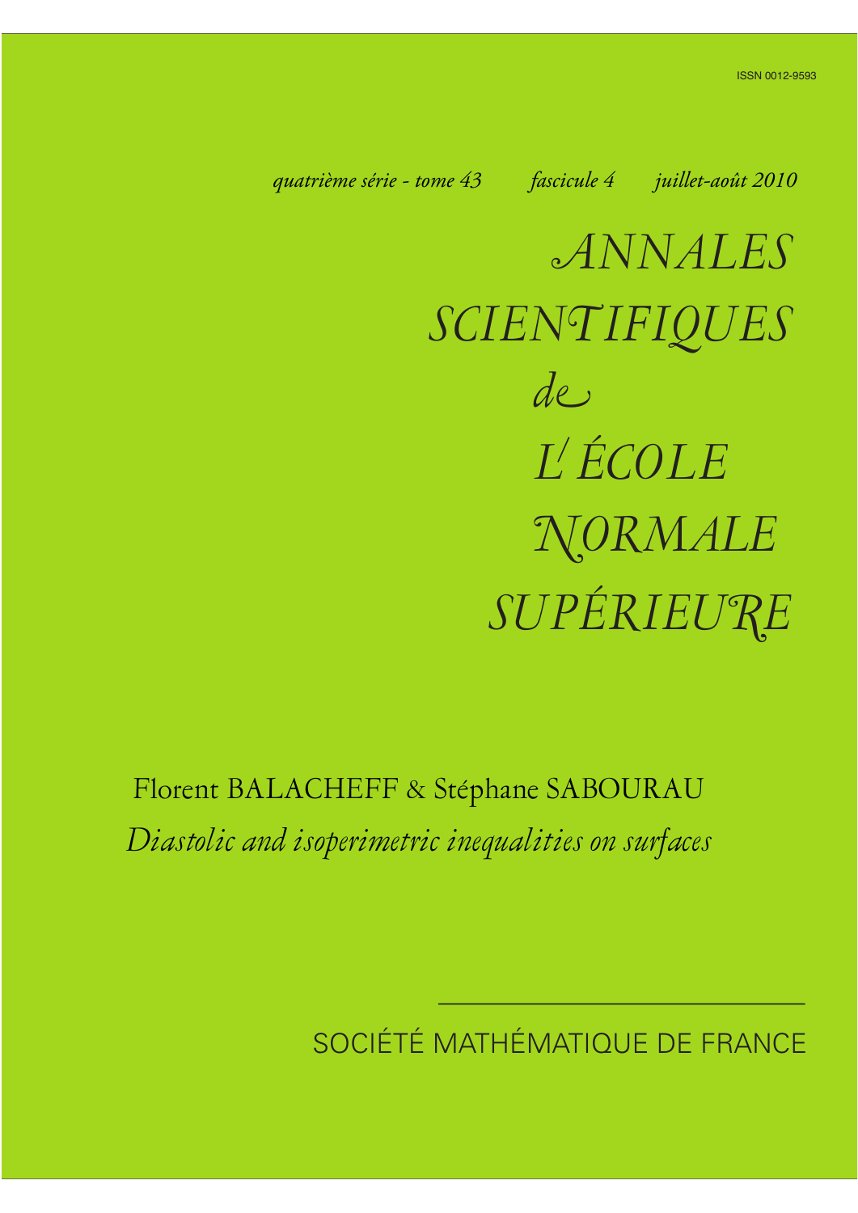ISSN 0012-9593

*quatrième série - tome 43 fascicule 4 juillet-août 2010*

# *ANNALES SCIENTIFIQUES de L'ÉCOLE NORMALE SUPÉRIEURE*

Florent BALACHEFF & Stéphane SABOURAU

*Diastolic and isoperimetric inequalities on surfaces*

SOCIÉTÉ MATHÉMATIQUE DE FRANCE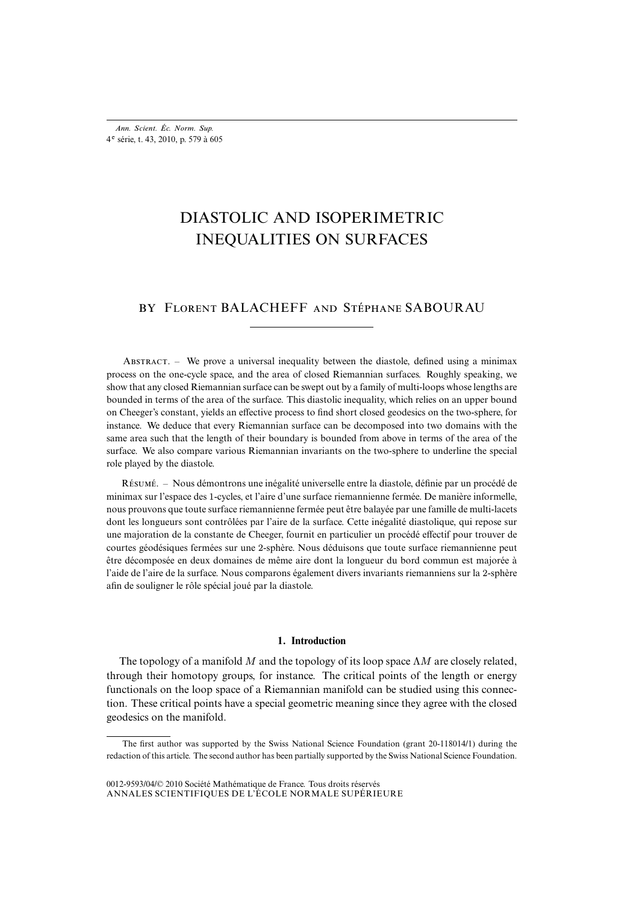# DIASTOLIC AND ISOPERIMETRIC INEQUALITIES ON SURFACES

BY Florent BALACHEFF AND Stéphane SABOURAU

ABSTRACT. – We prove a universal inequality between the diastole, defined using a minimax process on the one-cycle space, and the area of closed Riemannian surfaces. Roughly speaking, we show that any closed Riemannian surface can be swept out by a family of multi-loops whose lengths are bounded in terms of the area of the surface. This diastolic inequality, which relies on an upper bound on Cheeger's constant, yields an effective process to find short closed geodesics on the two-sphere, for instance. We deduce that every Riemannian surface can be decomposed into two domains with the same area such that the length of their boundary is bounded from above in terms of the area of the surface. We also compare various Riemannian invariants on the two-sphere to underline the special role played by the diastole.

RÉSUMÉ. – Nous démontrons une inégalité universelle entre la diastole, définie par un procédé de minimax sur l'espace des 1-cycles, et l'aire d'une surface riemannienne fermée. De manière informelle, nous prouvons que toute surface riemannienne fermée peut être balayée par une famille de multi-lacets dont les longueurs sont contrôlées par l'aire de la surface. Cette inégalité diastolique, qui repose sur une majoration de la constante de Cheeger, fournit en particulier un procédé effectif pour trouver de courtes géodésiques fermées sur une 2-sphère. Nous déduisons que toute surface riemannienne peut être décomposée en deux domaines de même aire dont la longueur du bord commun est majorée à l'aide de l'aire de la surface. Nous comparons également divers invariants riemanniens sur la 2-sphère afin de souligner le rôle spécial joué par la diastole.

## 1. Introduction

The topology of a manifold $M$ and the topology of its loop space $\Lambda M$ are closely related, through their homotopy groups, for instance. The critical points of the length or energy functionals on the loop space of a Riemannian manifold can be studied using this connection. These critical points have a special geometric meaning since they agree with the closed geodesics on the manifold.

The first author was supported by the Swiss National Science Foundation (grant 20-118014/1) during the redaction of this article. The second author has been partially supported by the Swiss National Science Foundation.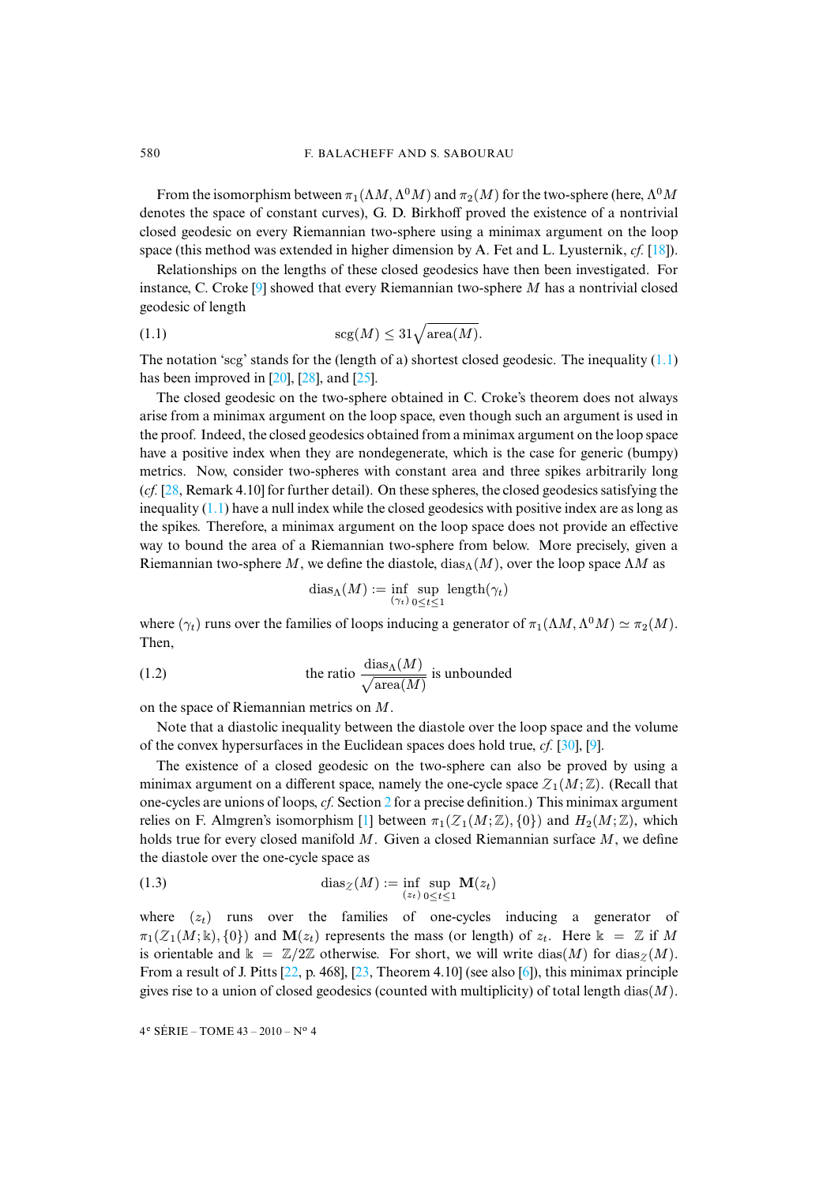From the isomorphism between $\pi_1(\Lambda M, \Lambda^0 M)$ and $\pi_2(M)$ for the two-sphere (here, $\Lambda^0 M$ denotes the space of constant curves), G. D. Birkhoff proved the existence of a nontrivial closed geodesic on every Riemannian two-sphere using a minimax argument on the loop space (this method was extended in higher dimension by A. Fet and L. Lyusternik, *cf.* [18]).

Relationships on the lengths of these closed geodesics have then been investigated. For instance, C. Croke [9] showed that every Riemannian two-sphere $M$ has a nontrivial closed geodesic of length

$$\operatorname{scg}(M) \leq 31\sqrt{\operatorname{area}(M)}. \tag{1.1}$$

The notation 'scg' stands for the (length of a) shortest closed geodesic. The inequality (1.1) has been improved in [20], [28], and [25].

The closed geodesic on the two-sphere obtained in C. Croke's theorem does not always arise from a minimax argument on the loop space, even though such an argument is used in the proof. Indeed, the closed geodesics obtained from a minimax argument on the loop space have a positive index when they are nondegenerate, which is the case for generic (bumpy) metrics. Now, consider two-spheres with constant area and three spikes arbitrarily long (*cf.* [28, Remark 4.10] for further detail). On these spheres, the closed geodesics satisfying the inequality (1.1) have a null index while the closed geodesics with positive index are as long as the spikes. Therefore, a minimax argument on the loop space does not provide an effective way to bound the area of a Riemannian two-sphere from below. More precisely, given a Riemannian two-sphere $M$, we define the diastole, $\operatorname{dias}_\Lambda(M)$, over the loop space $\Lambda M$ as

$$\operatorname{dias}_\Lambda(M) := \inf_{(\gamma_t)} \sup_{0 \leq t \leq 1} \operatorname{length}(\gamma_t)$$

where $(\gamma_t)$ runs over the families of loops inducing a generator of $\pi_1(\Lambda M, \Lambda^0 M) \simeq \pi_2(M)$. Then,

$$\text{the ratio } \frac{\operatorname{dias}_\Lambda(M)}{\sqrt{\operatorname{area}(M)}} \text{ is unbounded} \tag{1.2}$$

on the space of Riemannian metrics on $M$.

Note that a diastolic inequality between the diastole over the loop space and the volume of the convex hypersurfaces in the Euclidean spaces does hold true, *cf.* [30], [9].

The existence of a closed geodesic on the two-sphere can also be proved by using a minimax argument on a different space, namely the one-cycle space $\mathcal{Z}_1(M;\mathbb{Z})$. (Recall that one-cycles are unions of loops, *cf.* Section 2 for a precise definition.) This minimax argument relies on F. Almgren's isomorphism [1] between $\pi_1(\mathcal{Z}_1(M;\mathbb{Z}), \{0\})$ and $H_2(M;\mathbb{Z})$, which holds true for every closed manifold $M$. Given a closed Riemannian surface $M$, we define the diastole over the one-cycle space as

$$\operatorname{dias}_\mathcal{Z}(M) := \inf_{(z_t)} \sup_{0 \leq t \leq 1} \mathbf{M}(z_t) \tag{1.3}$$

where $(z_t)$ runs over the families of one-cycles inducing a generator of $\pi_1(\mathcal{Z}_1(M;\mathbb{k}), \{0\})$ and $\mathbf{M}(z_t)$ represents the mass (or length) of $z_t$. Here $\mathbb{k} = \mathbb{Z}$ if $M$ is orientable and $\mathbb{k} = \mathbb{Z}/2\mathbb{Z}$ otherwise. For short, we will write $\operatorname{dias}(M)$ for $\operatorname{dias}_\mathcal{Z}(M)$. From a result of J. Pitts [22, p. 468], [23, Theorem 4.10] (see also [6]), this minimax principle gives rise to a union of closed geodesics (counted with multiplicity) of total length $\operatorname{dias}(M)$.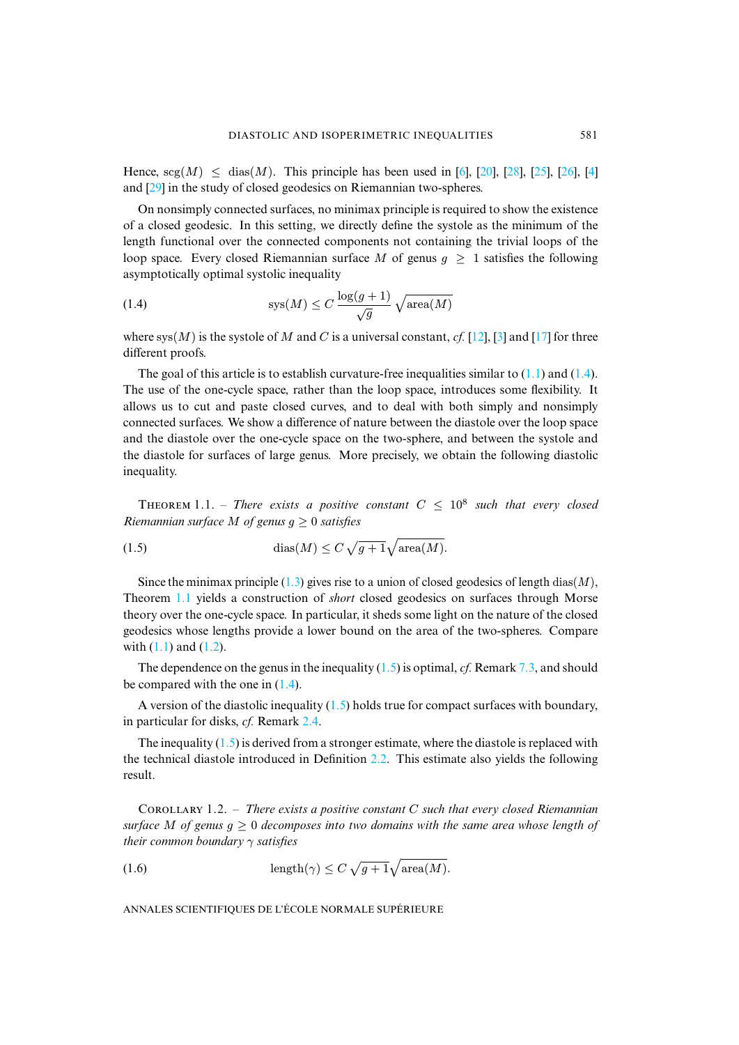Hence, $\mathrm{scg}(M) \leq \mathrm{dias}(M)$. This principle has been used in [6], [20], [28], [25], [26], [4] and [29] in the study of closed geodesics on Riemannian two-spheres.

On nonsimply connected surfaces, no minimax principle is required to show the existence of a closed geodesic. In this setting, we directly define the systole as the minimum of the length functional over the connected components not containing the trivial loops of the loop space. Every closed Riemannian surface $M$ of genus $g \geq 1$ satisfies the following asymptotically optimal systolic inequality

$$\mathrm{sys}(M) \leq C \, \frac{\log(g+1)}{\sqrt{g}} \, \sqrt{\mathrm{area}(M)} \tag{1.4}$$

where $\mathrm{sys}(M)$ is the systole of $M$ and $C$ is a universal constant, *cf.* [12], [3] and [17] for three different proofs.

The goal of this article is to establish curvature-free inequalities similar to (1.1) and (1.4). The use of the one-cycle space, rather than the loop space, introduces some flexibility. It allows us to cut and paste closed curves, and to deal with both simply and nonsimply connected surfaces. We show a difference of nature between the diastole over the loop space and the diastole over the one-cycle space on the two-sphere, and between the systole and the diastole for surfaces of large genus. More precisely, we obtain the following diastolic inequality.

Theorem 1.1. – *There exists a positive constant $C \leq 10^8$ such that every closed Riemannian surface $M$ of genus $g \geq 0$ satisfies*

$$\mathrm{dias}(M) \leq C \, \sqrt{g+1} \sqrt{\mathrm{area}(M)}. \tag{1.5}$$

Since the minimax principle (1.3) gives rise to a union of closed geodesics of length $\mathrm{dias}(M)$, Theorem 1.1 yields a construction of *short* closed geodesics on surfaces through Morse theory over the one-cycle space. In particular, it sheds some light on the nature of the closed geodesics whose lengths provide a lower bound on the area of the two-spheres. Compare with (1.1) and (1.2).

The dependence on the genus in the inequality (1.5) is optimal, *cf.* Remark 7.3, and should be compared with the one in (1.4).

A version of the diastolic inequality (1.5) holds true for compact surfaces with boundary, in particular for disks, *cf.* Remark 2.4.

The inequality (1.5) is derived from a stronger estimate, where the diastole is replaced with the technical diastole introduced in Definition 2.2. This estimate also yields the following result.

Corollary 1.2. – *There exists a positive constant $C$ such that every closed Riemannian surface $M$ of genus $g \geq 0$ decomposes into two domains with the same area whose length of their common boundary $\gamma$ satisfies*

$$\mathrm{length}(\gamma) \leq C \, \sqrt{g+1} \sqrt{\mathrm{area}(M)}. \tag{1.6}$$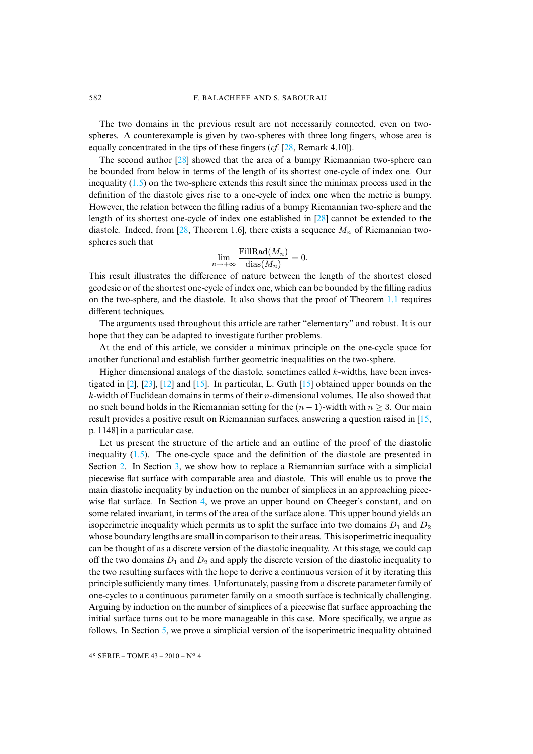The two domains in the previous result are not necessarily connected, even on two-spheres. A counterexample is given by two-spheres with three long fingers, whose area is equally concentrated in the tips of these fingers (*cf.* [28, Remark 4.10]).

The second author [28] showed that the area of a bumpy Riemannian two-sphere can be bounded from below in terms of the length of its shortest one-cycle of index one. Our inequality (1.5) on the two-sphere extends this result since the minimax process used in the definition of the diastole gives rise to a one-cycle of index one when the metric is bumpy. However, the relation between the filling radius of a bumpy Riemannian two-sphere and the length of its shortest one-cycle of index one established in [28] cannot be extended to the diastole. Indeed, from [28, Theorem 1.6], there exists a sequence $M_n$ of Riemannian two-spheres such that

$$\lim_{n\to+\infty} \frac{\mathrm{FillRad}(M_n)}{\mathrm{dias}(M_n)} = 0.$$

This result illustrates the difference of nature between the length of the shortest closed geodesic or of the shortest one-cycle of index one, which can be bounded by the filling radius on the two-sphere, and the diastole. It also shows that the proof of Theorem 1.1 requires different techniques.

The arguments used throughout this article are rather "elementary" and robust. It is our hope that they can be adapted to investigate further problems.

At the end of this article, we consider a minimax principle on the one-cycle space for another functional and establish further geometric inequalities on the two-sphere.

Higher dimensional analogs of the diastole, sometimes called $k$-widths, have been investigated in [2], [23], [12] and [15]. In particular, L. Guth [15] obtained upper bounds on the $k$-width of Euclidean domains in terms of their $n$-dimensional volumes. He also showed that no such bound holds in the Riemannian setting for the $(n-1)$-width with $n \geq 3$. Our main result provides a positive result on Riemannian surfaces, answering a question raised in [15, p. 1148] in a particular case.

Let us present the structure of the article and an outline of the proof of the diastolic inequality (1.5). The one-cycle space and the definition of the diastole are presented in Section 2. In Section 3, we show how to replace a Riemannian surface with a simplicial piecewise flat surface with comparable area and diastole. This will enable us to prove the main diastolic inequality by induction on the number of simplices in an approaching piecewise flat surface. In Section 4, we prove an upper bound on Cheeger's constant, and on some related invariant, in terms of the area of the surface alone. This upper bound yields an isoperimetric inequality which permits us to split the surface into two domains $D_1$ and $D_2$ whose boundary lengths are small in comparison to their areas. This isoperimetric inequality can be thought of as a discrete version of the diastolic inequality. At this stage, we could cap off the two domains $D_1$ and $D_2$ and apply the discrete version of the diastolic inequality to the two resulting surfaces with the hope to derive a continuous version of it by iterating this principle sufficiently many times. Unfortunately, passing from a discrete parameter family of one-cycles to a continuous parameter family on a smooth surface is technically challenging. Arguing by induction on the number of simplices of a piecewise flat surface approaching the initial surface turns out to be more manageable in this case. More specifically, we argue as follows. In Section 5, we prove a simplicial version of the isoperimetric inequality obtained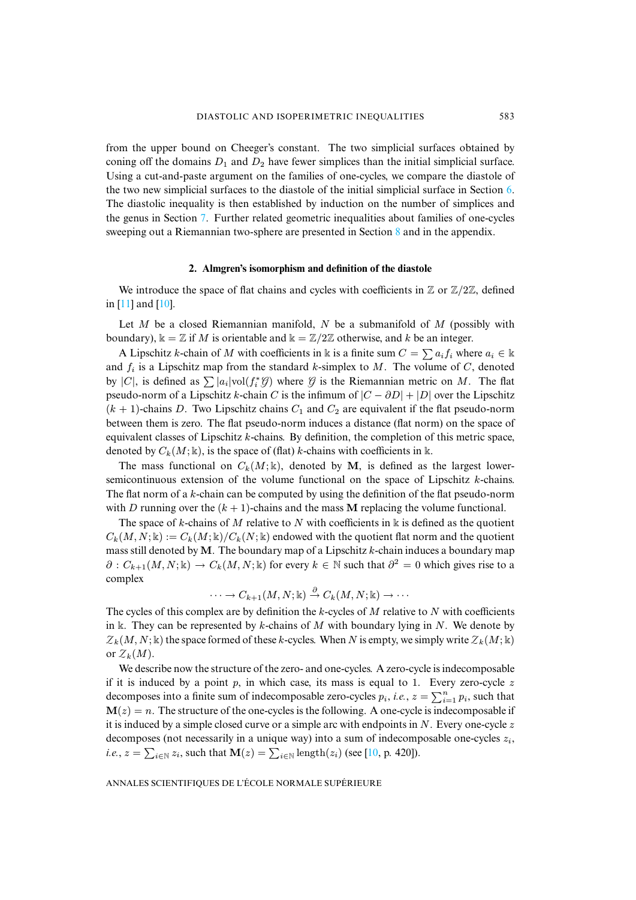from the upper bound on Cheeger's constant. The two simplicial surfaces obtained by coning off the domains $D_1$ and $D_2$ have fewer simplices than the initial simplicial surface. Using a cut-and-paste argument on the families of one-cycles, we compare the diastole of the two new simplicial surfaces to the diastole of the initial simplicial surface in Section 6. The diastolic inequality is then established by induction on the number of simplices and the genus in Section 7. Further related geometric inequalities about families of one-cycles sweeping out a Riemannian two-sphere are presented in Section 8 and in the appendix.

## 2. Almgren's isomorphism and definition of the diastole

We introduce the space of flat chains and cycles with coefficients in $\mathbb{Z}$ or $\mathbb{Z}/2\mathbb{Z}$, defined in [11] and [10].

Let $M$ be a closed Riemannian manifold, $N$ be a submanifold of $M$ (possibly with boundary), $\Bbbk = \mathbb{Z}$ if $M$ is orientable and $\Bbbk = \mathbb{Z}/2\mathbb{Z}$ otherwise, and $k$ be an integer.

A Lipschitz $k$-chain of $M$ with coefficients in $\Bbbk$ is a finite sum $C = \sum a_i f_i$ where $a_i \in \Bbbk$ and $f_i$ is a Lipschitz map from the standard $k$-simplex to $M$. The volume of $C$, denoted by $|C|$, is defined as $\sum |a_i| \mathrm{vol}(f_i^* \mathcal{G})$ where $\mathcal{G}$ is the Riemannian metric on $M$. The flat pseudo-norm of a Lipschitz $k$-chain $C$ is the infimum of $|C - \partial D| + |D|$ over the Lipschitz $(k+1)$-chains $D$. Two Lipschitz chains $C_1$ and $C_2$ are equivalent if the flat pseudo-norm between them is zero. The flat pseudo-norm induces a distance (flat norm) on the space of equivalent classes of Lipschitz $k$-chains. By definition, the completion of this metric space, denoted by $C_k(M; \Bbbk)$, is the space of (flat) $k$-chains with coefficients in $\Bbbk$.

The mass functional on $C_k(M; \Bbbk)$, denoted by $\mathbf{M}$, is defined as the largest lower-semicontinuous extension of the volume functional on the space of Lipschitz $k$-chains. The flat norm of a $k$-chain can be computed by using the definition of the flat pseudo-norm with $D$ running over the $(k+1)$-chains and the mass $\mathbf{M}$ replacing the volume functional.

The space of $k$-chains of $M$ relative to $N$ with coefficients in $\Bbbk$ is defined as the quotient $C_k(M, N; \Bbbk) := C_k(M; \Bbbk)/C_k(N; \Bbbk)$ endowed with the quotient flat norm and the quotient mass still denoted by $\mathbf{M}$. The boundary map of a Lipschitz $k$-chain induces a boundary map $\partial : C_{k+1}(M, N; \Bbbk) \to C_k(M, N; \Bbbk)$ for every $k \in \mathbb{N}$ such that $\partial^2 = 0$ which gives rise to a complex

$$\cdots \to C_{k+1}(M, N; \Bbbk) \xrightarrow{\partial} C_k(M, N; \Bbbk) \to \cdots$$

The cycles of this complex are by definition the $k$-cycles of $M$ relative to $N$ with coefficients in $\Bbbk$. They can be represented by $k$-chains of $M$ with boundary lying in $N$. We denote by $\mathcal{Z}_k(M, N; \Bbbk)$ the space formed of these $k$-cycles. When $N$ is empty, we simply write $\mathcal{Z}_k(M; \Bbbk)$ or $\mathcal{Z}_k(M)$.

We describe now the structure of the zero- and one-cycles. A zero-cycle is indecomposable if it is induced by a point $p$, in which case, its mass is equal to 1. Every zero-cycle $z$ decomposes into a finite sum of indecomposable zero-cycles $p_i$, *i.e.*, $z = \sum_{i=1}^n p_i$, such that $\mathbf{M}(z) = n$. The structure of the one-cycles is the following. A one-cycle is indecomposable if it is induced by a simple closed curve or a simple arc with endpoints in $N$. Every one-cycle $z$ decomposes (not necessarily in a unique way) into a sum of indecomposable one-cycles $z_i$, *i.e.*, $z = \sum_{i \in \mathbb{N}} z_i$, such that $\mathbf{M}(z) = \sum_{i \in \mathbb{N}} \mathrm{length}(z_i)$ (see [10, p. 420]).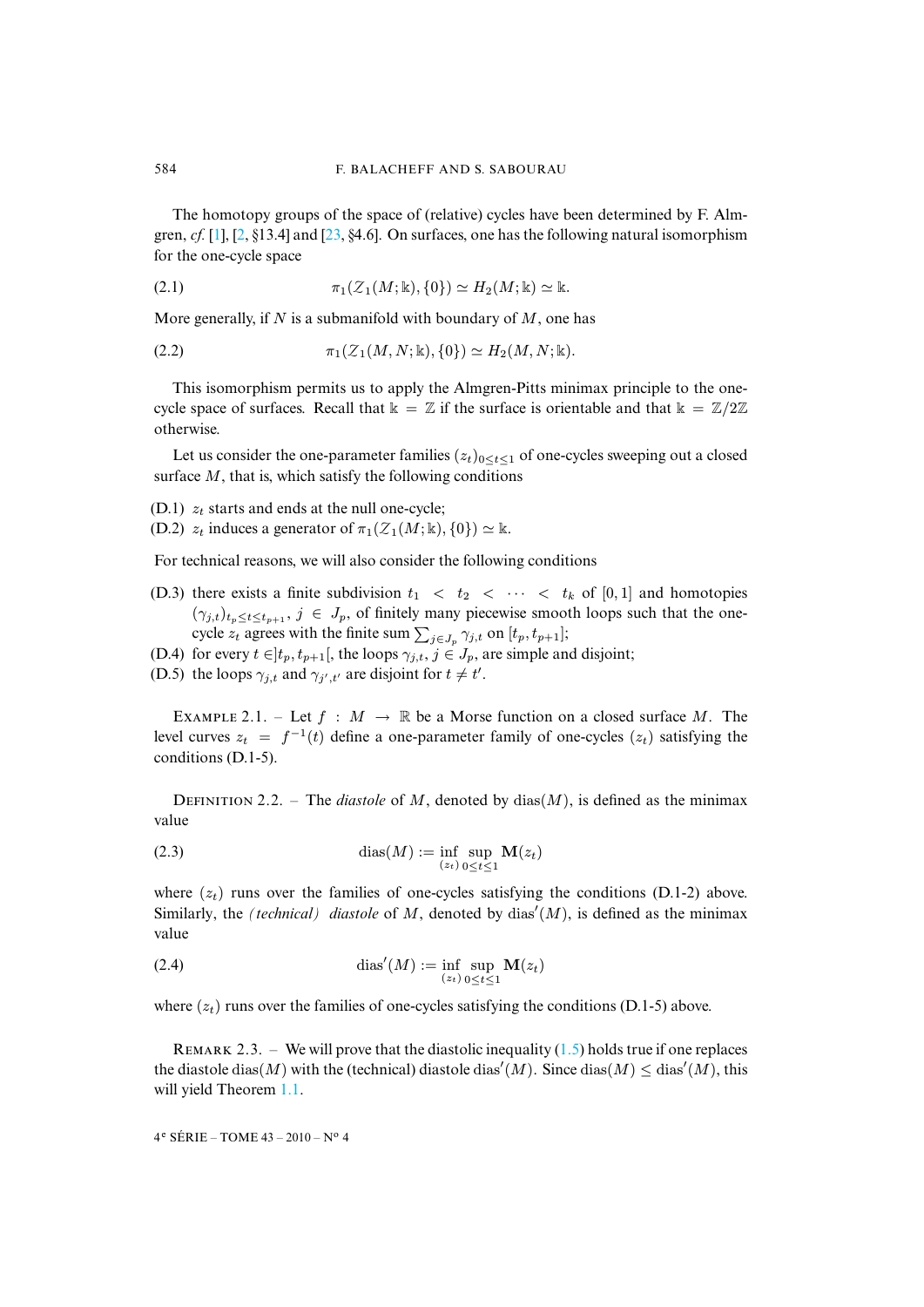The homotopy groups of the space of (relative) cycles have been determined by F. Almgren, *cf.* [1], [2, §13.4] and [23, §4.6]. On surfaces, one has the following natural isomorphism for the one-cycle space

$$\pi_1(\mathcal{Z}_1(M;\Bbbk),\{0\}) \simeq H_2(M;\Bbbk) \simeq \Bbbk. \tag{2.1}$$

More generally, if $N$ is a submanifold with boundary of $M$, one has

$$\pi_1(\mathcal{Z}_1(M,N;\Bbbk),\{0\}) \simeq H_2(M,N;\Bbbk). \tag{2.2}$$

This isomorphism permits us to apply the Almgren-Pitts minimax principle to the one-cycle space of surfaces. Recall that $\Bbbk = \mathbb{Z}$ if the surface is orientable and that $\Bbbk = \mathbb{Z}/2\mathbb{Z}$ otherwise.

Let us consider the one-parameter families $(z_t)_{0\leq t\leq 1}$ of one-cycles sweeping out a closed surface $M$, that is, which satisfy the following conditions

(D.1) $z_t$ starts and ends at the null one-cycle;
(D.2) $z_t$ induces a generator of $\pi_1(\mathcal{Z}_1(M;\Bbbk),\{0\}) \simeq \Bbbk$.

For technical reasons, we will also consider the following conditions

(D.3) there exists a finite subdivision $t_1 < t_2 < \cdots < t_k$ of $[0,1]$ and homotopies $(\gamma_{j,t})_{t_p\leq t\leq t_{p+1}}$, $j \in J_p$, of finitely many piecewise smooth loops such that the one-cycle $z_t$ agrees with the finite sum $\sum_{j\in J_p} \gamma_{j,t}$ on $[t_p, t_{p+1}]$;
(D.4) for every $t \in ]t_p, t_{p+1}[$, the loops $\gamma_{j,t}$, $j \in J_p$, are simple and disjoint;
(D.5) the loops $\gamma_{j,t}$ and $\gamma_{j',t'}$ are disjoint for $t \neq t'$.

Example 2.1. – Let $f : M \to \mathbb{R}$ be a Morse function on a closed surface $M$. The level curves $z_t = f^{-1}(t)$ define a one-parameter family of one-cycles $(z_t)$ satisfying the conditions (D.1-5).

Definition 2.2. – The *diastole* of $M$, denoted by $\operatorname{dias}(M)$, is defined as the minimax value

$$\operatorname{dias}(M) := \inf_{(z_t)} \sup_{0\leq t\leq 1} \mathbf{M}(z_t) \tag{2.3}$$

where $(z_t)$ runs over the families of one-cycles satisfying the conditions (D.1-2) above. Similarly, the *(technical) diastole* of $M$, denoted by $\operatorname{dias}'(M)$, is defined as the minimax value

$$\operatorname{dias}'(M) := \inf_{(z_t)} \sup_{0\leq t\leq 1} \mathbf{M}(z_t) \tag{2.4}$$

where $(z_t)$ runs over the families of one-cycles satisfying the conditions (D.1-5) above.

Remark 2.3. – We will prove that the diastolic inequality (1.5) holds true if one replaces the diastole $\operatorname{dias}(M)$ with the (technical) diastole $\operatorname{dias}'(M)$. Since $\operatorname{dias}(M) \leq \operatorname{dias}'(M)$, this will yield Theorem 1.1.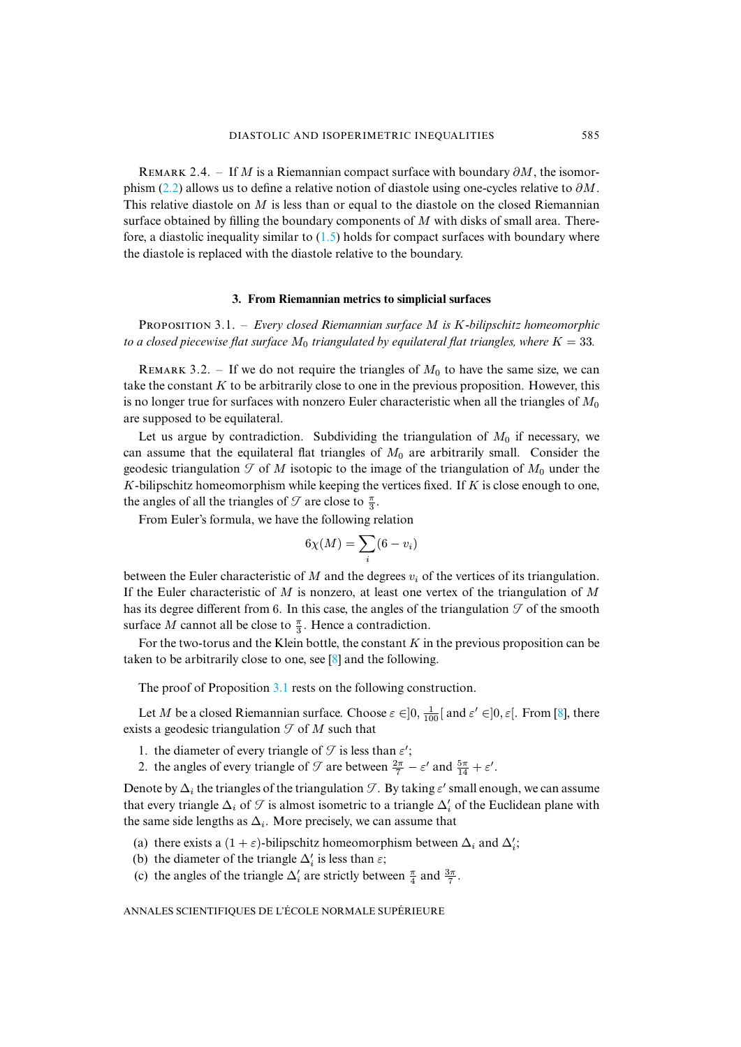Remark 2.4. – If $M$ is a Riemannian compact surface with boundary $\partial M$, the isomorphism (2.2) allows us to define a relative notion of diastole using one-cycles relative to $\partial M$. This relative diastole on $M$ is less than or equal to the diastole on the closed Riemannian surface obtained by filling the boundary components of $M$ with disks of small area. Therefore, a diastolic inequality similar to (1.5) holds for compact surfaces with boundary where the diastole is replaced with the diastole relative to the boundary.

### 3. From Riemannian metrics to simplicial surfaces

Proposition 3.1. – *Every closed Riemannian surface $M$ is $K$-bilipschitz homeomorphic to a closed piecewise flat surface $M_0$ triangulated by equilateral flat triangles, where $K = 33$.*

Remark 3.2. – If we do not require the triangles of $M_0$ to have the same size, we can take the constant $K$ to be arbitrarily close to one in the previous proposition. However, this is no longer true for surfaces with nonzero Euler characteristic when all the triangles of $M_0$ are supposed to be equilateral.

Let us argue by contradiction. Subdividing the triangulation of $M_0$ if necessary, we can assume that the equilateral flat triangles of $M_0$ are arbitrarily small. Consider the geodesic triangulation $\mathscr{T}$ of $M$ isotopic to the image of the triangulation of $M_0$ under the $K$-bilipschitz homeomorphism while keeping the vertices fixed. If $K$ is close enough to one, the angles of all the triangles of $\mathscr{T}$ are close to $\frac{\pi}{3}$.

From Euler's formula, we have the following relation

$$6\chi(M) = \sum_i (6 - v_i)$$

between the Euler characteristic of $M$ and the degrees $v_i$ of the vertices of its triangulation. If the Euler characteristic of $M$ is nonzero, at least one vertex of the triangulation of $M$ has its degree different from 6. In this case, the angles of the triangulation $\mathscr{T}$ of the smooth surface $M$ cannot all be close to $\frac{\pi}{3}$. Hence a contradiction.

For the two-torus and the Klein bottle, the constant $K$ in the previous proposition can be taken to be arbitrarily close to one, see [8] and the following.

The proof of Proposition 3.1 rests on the following construction.

Let $M$ be a closed Riemannian surface. Choose $\varepsilon \in ]0, \frac{1}{100}[$ and $\varepsilon' \in ]0, \varepsilon[$. From [8], there exists a geodesic triangulation $\mathscr{T}$ of $M$ such that

1. the diameter of every triangle of $\mathscr{T}$ is less than $\varepsilon'$;
2. the angles of every triangle of $\mathscr{T}$ are between $\frac{2\pi}{7} - \varepsilon'$ and $\frac{5\pi}{14} + \varepsilon'$.

Denote by $\Delta_i$ the triangles of the triangulation $\mathscr{T}$. By taking $\varepsilon'$ small enough, we can assume that every triangle $\Delta_i$ of $\mathscr{T}$ is almost isometric to a triangle $\Delta'_i$ of the Euclidean plane with the same side lengths as $\Delta_i$. More precisely, we can assume that

(a) there exists a $(1 + \varepsilon)$-bilipschitz homeomorphism between $\Delta_i$ and $\Delta'_i$;
(b) the diameter of the triangle $\Delta'_i$ is less than $\varepsilon$;
(c) the angles of the triangle $\Delta'_i$ are strictly between $\frac{\pi}{4}$ and $\frac{3\pi}{7}$.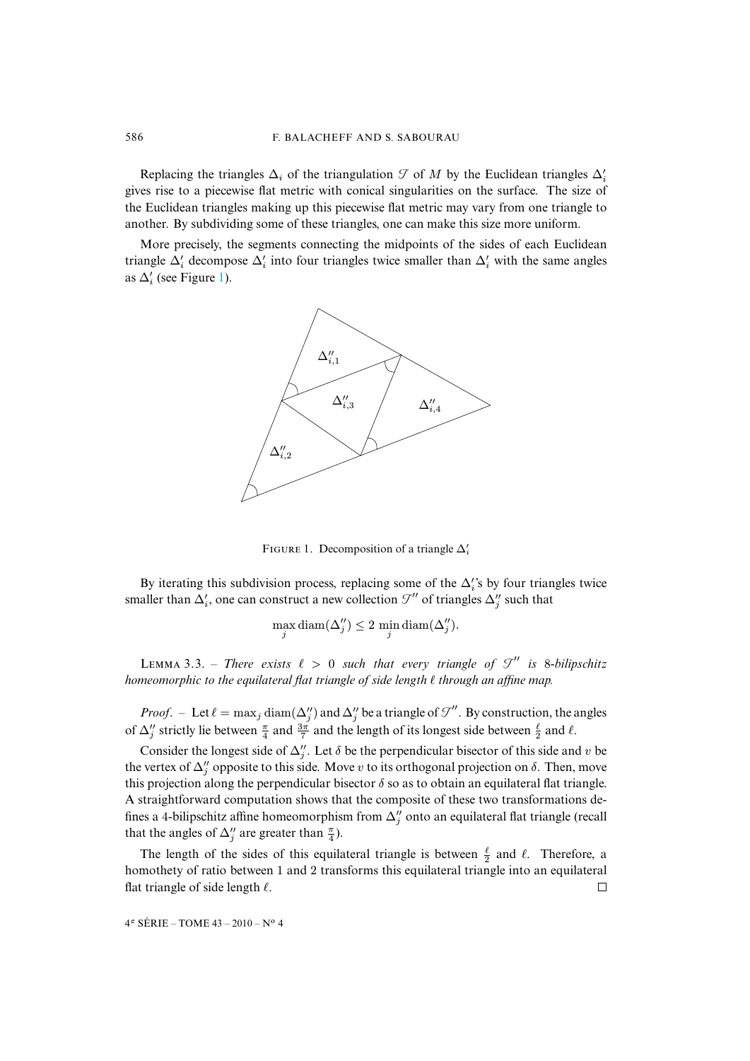Replacing the triangles $\Delta_i$ of the triangulation $\mathcal{T}$ of $M$ by the Euclidean triangles $\Delta'_i$ gives rise to a piecewise flat metric with conical singularities on the surface. The size of the Euclidean triangles making up this piecewise flat metric may vary from one triangle to another. By subdividing some of these triangles, one can make this size more uniform.

More precisely, the segments connecting the midpoints of the sides of each Euclidean triangle $\Delta'_i$ decompose $\Delta'_i$ into four triangles twice smaller than $\Delta'_i$ with the same angles as $\Delta'_i$ (see Figure 1).

FIGURE 1. Decomposition of a triangle $\Delta'_i$

By iterating this subdivision process, replacing some of the $\Delta'_i$'s by four triangles twice smaller than $\Delta'_i$, one can construct a new collection $\mathcal{T}''$ of triangles $\Delta''_j$ such that

$$\max_j \operatorname{diam}(\Delta''_j) \leq 2 \min_j \operatorname{diam}(\Delta''_j).$$

LEMMA 3.3. – *There exists $\ell > 0$ such that every triangle of $\mathcal{T}''$ is 8-bilipschitz homeomorphic to the equilateral flat triangle of side length $\ell$ through an affine map.*

*Proof*. – Let $\ell = \max_j \operatorname{diam}(\Delta''_j)$ and $\Delta''_j$ be a triangle of $\mathcal{T}''$. By construction, the angles of $\Delta''_j$ strictly lie between $\frac{\pi}{4}$ and $\frac{3\pi}{7}$ and the length of its longest side between $\frac{\ell}{2}$ and $\ell$.

Consider the longest side of $\Delta''_j$. Let $\delta$ be the perpendicular bisector of this side and $v$ be the vertex of $\Delta''_j$ opposite to this side. Move $v$ to its orthogonal projection on $\delta$. Then, move this projection along the perpendicular bisector $\delta$ so as to obtain an equilateral flat triangle. A straightforward computation shows that the composite of these two transformations defines a 4-bilipschitz affine homeomorphism from $\Delta''_j$ onto an equilateral flat triangle (recall that the angles of $\Delta''_j$ are greater than $\frac{\pi}{4}$).

The length of the sides of this equilateral triangle is between $\frac{\ell}{2}$ and $\ell$. Therefore, a homothety of ratio between 1 and 2 transforms this equilateral triangle into an equilateral flat triangle of side length $\ell$. $\square$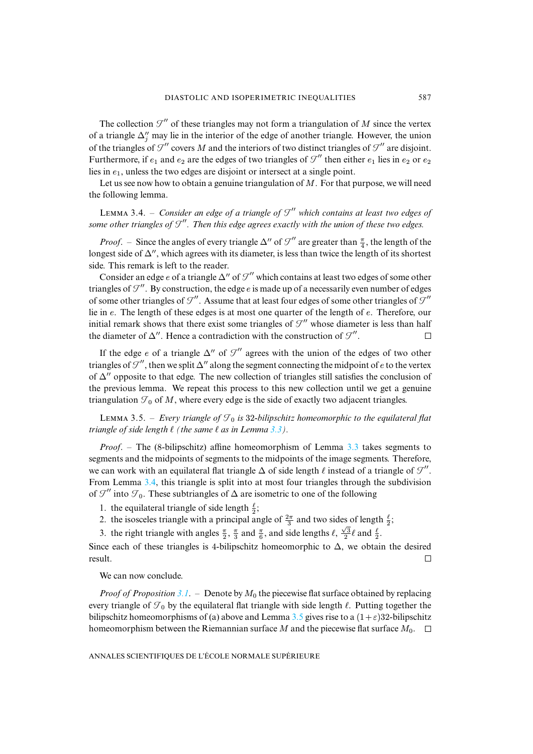The collection $\mathcal{T}''$ of these triangles may not form a triangulation of $M$ since the vertex of a triangle $\Delta''_j$ may lie in the interior of the edge of another triangle. However, the union of the triangles of $\mathcal{T}''$ covers $M$ and the interiors of two distinct triangles of $\mathcal{T}''$ are disjoint. Furthermore, if $e_1$ and $e_2$ are the edges of two triangles of $\mathcal{T}''$ then either $e_1$ lies in $e_2$ or $e_2$ lies in $e_1$, unless the two edges are disjoint or intersect at a single point.

Let us see now how to obtain a genuine triangulation of $M$. For that purpose, we will need the following lemma.

Lemma 3.4. – *Consider an edge of a triangle of $\mathcal{T}''$ which contains at least two edges of some other triangles of $\mathcal{T}''$. Then this edge agrees exactly with the union of these two edges.*

*Proof*. – Since the angles of every triangle $\Delta''$ of $\mathcal{T}''$ are greater than $\frac{\pi}{4}$, the length of the longest side of $\Delta''$, which agrees with its diameter, is less than twice the length of its shortest side. This remark is left to the reader.

Consider an edge $e$ of a triangle $\Delta''$ of $\mathcal{T}''$ which contains at least two edges of some other triangles of $\mathcal{T}''$. By construction, the edge $e$ is made up of a necessarily even number of edges of some other triangles of $\mathcal{T}''$. Assume that at least four edges of some other triangles of $\mathcal{T}''$ lie in $e$. The length of these edges is at most one quarter of the length of $e$. Therefore, our initial remark shows that there exist some triangles of $\mathcal{T}''$ whose diameter is less than half the diameter of $\Delta''$. Hence a contradiction with the construction of $\mathcal{T}''$. □

If the edge $e$ of a triangle $\Delta''$ of $\mathcal{T}''$ agrees with the union of the edges of two other triangles of $\mathcal{T}''$, then we split $\Delta''$ along the segment connecting the midpoint of $e$ to the vertex of $\Delta''$ opposite to that edge. The new collection of triangles still satisfies the conclusion of the previous lemma. We repeat this process to this new collection until we get a genuine triangulation $\mathcal{T}_0$ of $M$, where every edge is the side of exactly two adjacent triangles.

Lemma 3.5. – *Every triangle of $\mathcal{T}_0$ is 32-bilipschitz homeomorphic to the equilateral flat triangle of side length $\ell$ (the same $\ell$ as in Lemma 3.3).*

*Proof*. – The (8-bilipschitz) affine homeomorphism of Lemma 3.3 takes segments to segments and the midpoints of segments to the midpoints of the image segments. Therefore, we can work with an equilateral flat triangle $\Delta$ of side length $\ell$ instead of a triangle of $\mathcal{T}''$. From Lemma 3.4, this triangle is split into at most four triangles through the subdivision of $\mathcal{T}''$ into $\mathcal{T}_0$. These subtriangles of $\Delta$ are isometric to one of the following

1. the equilateral triangle of side length $\frac{\ell}{2}$;
2. the isosceles triangle with a principal angle of $\frac{2\pi}{3}$ and two sides of length $\frac{\ell}{2}$;
3. the right triangle with angles $\frac{\pi}{2}$, $\frac{\pi}{3}$ and $\frac{\pi}{6}$, and side lengths $\ell$, $\frac{\sqrt{3}}{2}\ell$ and $\frac{\ell}{2}$.

Since each of these triangles is 4-bilipschitz homeomorphic to $\Delta$, we obtain the desired result. □

We can now conclude.

*Proof of Proposition 3.1*. – Denote by $M_0$ the piecewise flat surface obtained by replacing every triangle of $\mathcal{T}_0$ by the equilateral flat triangle with side length $\ell$. Putting together the bilipschitz homeomorphisms of (a) above and Lemma 3.5 gives rise to a $(1+\varepsilon)32$-bilipschitz homeomorphism between the Riemannian surface $M$ and the piecewise flat surface $M_0$. □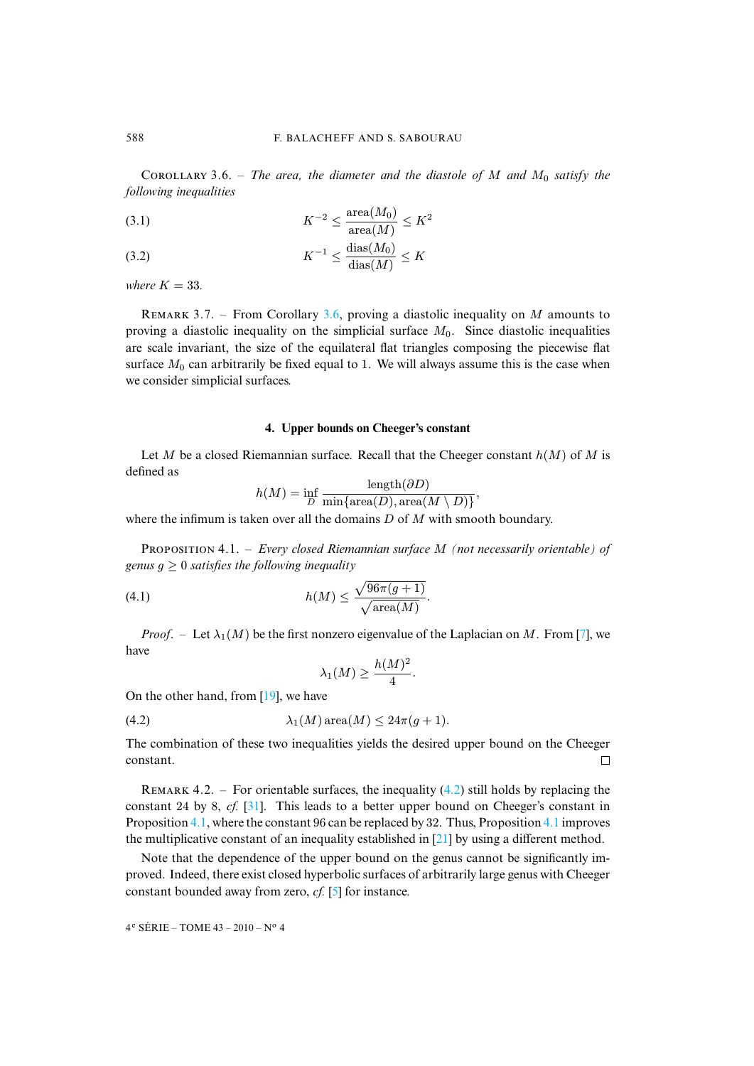Corollary 3.6. – *The area, the diameter and the diastole of $M$ and $M_0$ satisfy the following inequalities*

$$K^{-2} \leq \frac{\operatorname{area}(M_0)}{\operatorname{area}(M)} \leq K^2 \tag{3.1}$$

$$K^{-1} \leq \frac{\operatorname{dias}(M_0)}{\operatorname{dias}(M)} \leq K \tag{3.2}$$

*where $K = 33$.*

Remark 3.7. – From Corollary 3.6, proving a diastolic inequality on $M$ amounts to proving a diastolic inequality on the simplicial surface $M_0$. Since diastolic inequalities are scale invariant, the size of the equilateral flat triangles composing the piecewise flat surface $M_0$ can arbitrarily be fixed equal to 1. We will always assume this is the case when we consider simplicial surfaces.

## 4. Upper bounds on Cheeger's constant

Let $M$ be a closed Riemannian surface. Recall that the Cheeger constant $h(M)$ of $M$ is defined as

$$h(M) = \inf_D \frac{\operatorname{length}(\partial D)}{\min\{\operatorname{area}(D), \operatorname{area}(M \setminus D)\}},$$

where the infimum is taken over all the domains $D$ of $M$ with smooth boundary.

Proposition 4.1. – *Every closed Riemannian surface $M$ (not necessarily orientable) of genus $g \geq 0$ satisfies the following inequality*

$$h(M) \leq \frac{\sqrt{96\pi(g+1)}}{\sqrt{\operatorname{area}(M)}}. \tag{4.1}$$

*Proof.* – Let $\lambda_1(M)$ be the first nonzero eigenvalue of the Laplacian on $M$. From [7], we have

$$\lambda_1(M) \geq \frac{h(M)^2}{4}.$$

On the other hand, from [19], we have

$$\lambda_1(M) \operatorname{area}(M) \leq 24\pi(g+1). \tag{4.2}$$

The combination of these two inequalities yields the desired upper bound on the Cheeger constant. □

Remark 4.2. – For orientable surfaces, the inequality (4.2) still holds by replacing the constant 24 by 8, *cf.* [31]. This leads to a better upper bound on Cheeger's constant in Proposition 4.1, where the constant 96 can be replaced by 32. Thus, Proposition 4.1 improves the multiplicative constant of an inequality established in [21] by using a different method.

Note that the dependence of the upper bound on the genus cannot be significantly improved. Indeed, there exist closed hyperbolic surfaces of arbitrarily large genus with Cheeger constant bounded away from zero, *cf.* [5] for instance.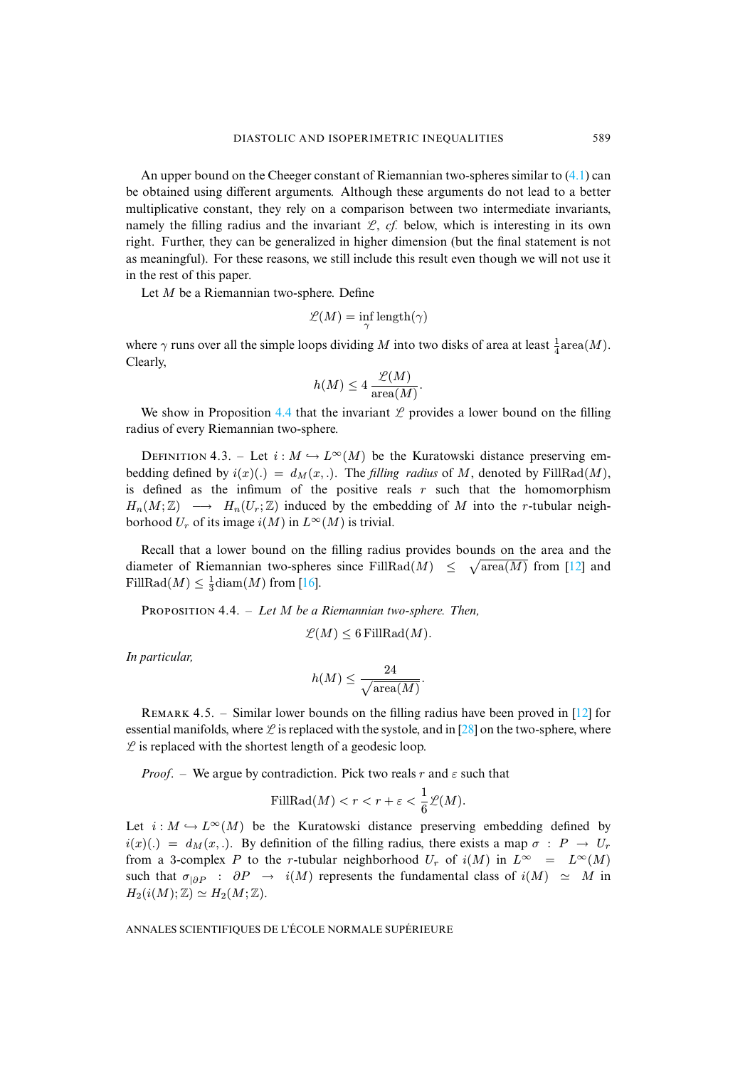An upper bound on the Cheeger constant of Riemannian two-spheres similar to (4.1) can be obtained using different arguments. Although these arguments do not lead to a better multiplicative constant, they rely on a comparison between two intermediate invariants, namely the filling radius and the invariant $\mathscr{L}$, *cf.* below, which is interesting in its own right. Further, they can be generalized in higher dimension (but the final statement is not as meaningful). For these reasons, we still include this result even though we will not use it in the rest of this paper.

Let $M$ be a Riemannian two-sphere. Define

$$\mathscr{L}(M) = \inf_{\gamma} \operatorname{length}(\gamma)$$

where $\gamma$ runs over all the simple loops dividing $M$ into two disks of area at least $\frac{1}{4}\operatorname{area}(M)$. Clearly,

$$h(M) \leq 4\,\frac{\mathscr{L}(M)}{\operatorname{area}(M)}.$$

We show in Proposition 4.4 that the invariant $\mathscr{L}$ provides a lower bound on the filling radius of every Riemannian two-sphere.

Definition 4.3. – Let $i : M \hookrightarrow L^\infty(M)$ be the Kuratowski distance preserving embedding defined by $i(x)(.) = d_M(x, .)$. The *filling radius* of $M$, denoted by $\operatorname{FillRad}(M)$, is defined as the infimum of the positive reals $r$ such that the homomorphism $H_n(M;\mathbb{Z}) \longrightarrow H_n(U_r;\mathbb{Z})$ induced by the embedding of $M$ into the $r$-tubular neighborhood $U_r$ of its image $i(M)$ in $L^\infty(M)$ is trivial.

Recall that a lower bound on the filling radius provides bounds on the area and the diameter of Riemannian two-spheres since $\operatorname{FillRad}(M) \leq \sqrt{\operatorname{area}(M)}$ from [12] and $\operatorname{FillRad}(M) \leq \frac{1}{3}\operatorname{diam}(M)$ from [16].

Proposition 4.4. – *Let $M$ be a Riemannian two-sphere. Then,*

$$\mathscr{L}(M) \leq 6\operatorname{FillRad}(M).$$

*In particular,*

$$h(M) \leq \frac{24}{\sqrt{\operatorname{area}(M)}}.$$

Remark 4.5. – Similar lower bounds on the filling radius have been proved in [12] for essential manifolds, where $\mathscr{L}$ is replaced with the systole, and in [28] on the two-sphere, where $\mathscr{L}$ is replaced with the shortest length of a geodesic loop.

*Proof*. – We argue by contradiction. Pick two reals $r$ and $\varepsilon$ such that

$$\operatorname{FillRad}(M) < r < r + \varepsilon < \frac{1}{6}\mathscr{L}(M).$$

Let $i : M \hookrightarrow L^\infty(M)$ be the Kuratowski distance preserving embedding defined by $i(x)(.) = d_M(x, .)$. By definition of the filling radius, there exists a map $\sigma : P \to U_r$ from a 3-complex $P$ to the $r$-tubular neighborhood $U_r$ of $i(M)$ in $L^\infty = L^\infty(M)$ such that $\sigma_{|\partial P} : \partial P \to i(M)$ represents the fundamental class of $i(M) \simeq M$ in $H_2(i(M);\mathbb{Z}) \simeq H_2(M;\mathbb{Z})$.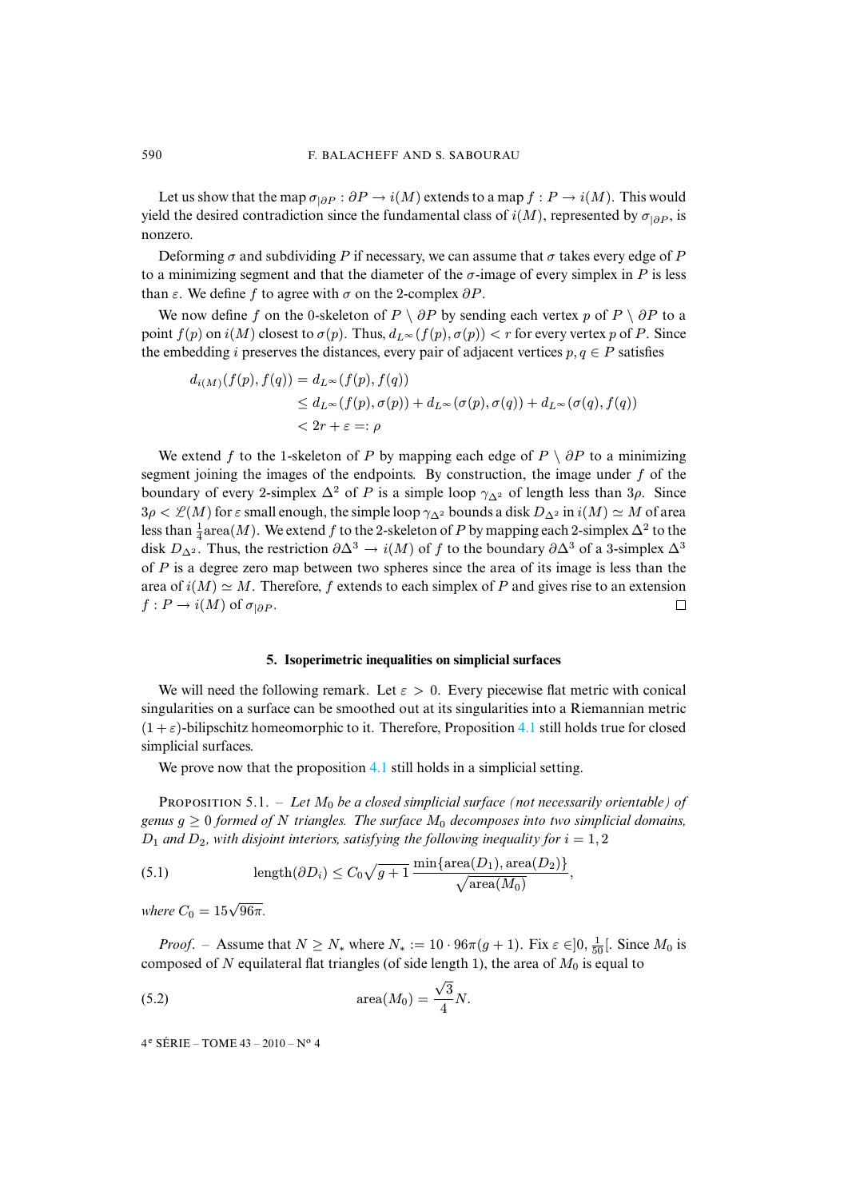Let us show that the map $\sigma_{|\partial P} : \partial P \to i(M)$ extends to a map $f : P \to i(M)$. This would yield the desired contradiction since the fundamental class of $i(M)$, represented by $\sigma_{|\partial P}$, is nonzero.

Deforming $\sigma$ and subdividing $P$ if necessary, we can assume that $\sigma$ takes every edge of $P$ to a minimizing segment and that the diameter of the $\sigma$-image of every simplex in $P$ is less than $\varepsilon$. We define $f$ to agree with $\sigma$ on the 2-complex $\partial P$.

We now define $f$ on the 0-skeleton of $P \setminus \partial P$ by sending each vertex $p$ of $P \setminus \partial P$ to a point $f(p)$ on $i(M)$ closest to $\sigma(p)$. Thus, $d_{L^\infty}(f(p), \sigma(p)) < r$ for every vertex $p$ of $P$. Since the embedding $i$ preserves the distances, every pair of adjacent vertices $p, q \in P$ satisfies

$$
\begin{aligned}
d_{i(M)}(f(p), f(q)) &= d_{L^\infty}(f(p), f(q)) \\
&\leq d_{L^\infty}(f(p), \sigma(p)) + d_{L^\infty}(\sigma(p), \sigma(q)) + d_{L^\infty}(\sigma(q), f(q)) \\
&< 2r + \varepsilon =: \rho
\end{aligned}
$$

We extend $f$ to the 1-skeleton of $P$ by mapping each edge of $P \setminus \partial P$ to a minimizing segment joining the images of the endpoints. By construction, the image under $f$ of the boundary of every 2-simplex $\Delta^2$ of $P$ is a simple loop $\gamma_{\Delta^2}$ of length less than $3\rho$. Since $3\rho < \mathscr{L}(M)$ for $\varepsilon$ small enough, the simple loop $\gamma_{\Delta^2}$ bounds a disk $D_{\Delta^2}$ in $i(M) \simeq M$ of area less than $\frac{1}{4}\text{area}(M)$. We extend $f$ to the 2-skeleton of $P$ by mapping each 2-simplex $\Delta^2$ to the disk $D_{\Delta^2}$. Thus, the restriction $\partial \Delta^3 \to i(M)$ of $f$ to the boundary $\partial \Delta^3$ of a 3-simplex $\Delta^3$ of $P$ is a degree zero map between two spheres since the area of its image is less than the area of $i(M) \simeq M$. Therefore, $f$ extends to each simplex of $P$ and gives rise to an extension $f : P \to i(M)$ of $\sigma_{|\partial P}$. $\square$

## 5. Isoperimetric inequalities on simplicial surfaces

We will need the following remark. Let $\varepsilon > 0$. Every piecewise flat metric with conical singularities on a surface can be smoothed out at its singularities into a Riemannian metric $(1+\varepsilon)$-bilipschitz homeomorphic to it. Therefore, Proposition 4.1 still holds true for closed simplicial surfaces.

We prove now that the proposition 4.1 still holds in a simplicial setting.

Proposition 5.1. – *Let $M_0$ be a closed simplicial surface (not necessarily orientable) of genus $g \geq 0$ formed of $N$ triangles. The surface $M_0$ decomposes into two simplicial domains, $D_1$ and $D_2$, with disjoint interiors, satisfying the following inequality for $i = 1, 2$*

$$
\text{length}(\partial D_i) \leq C_0 \sqrt{g+1}\, \frac{\min\{\text{area}(D_1), \text{area}(D_2)\}}{\sqrt{\text{area}(M_0)}}, \tag{5.1}
$$

*where $C_0 = 15\sqrt{96\pi}$.*

*Proof.* – Assume that $N \geq N_*$ where $N_* := 10 \cdot 96\pi(g+1)$. Fix $\varepsilon \in ]0, \frac{1}{50}[$. Since $M_0$ is composed of $N$ equilateral flat triangles (of side length 1), the area of $M_0$ is equal to

$$
\text{area}(M_0) = \frac{\sqrt{3}}{4} N. \tag{5.2}
$$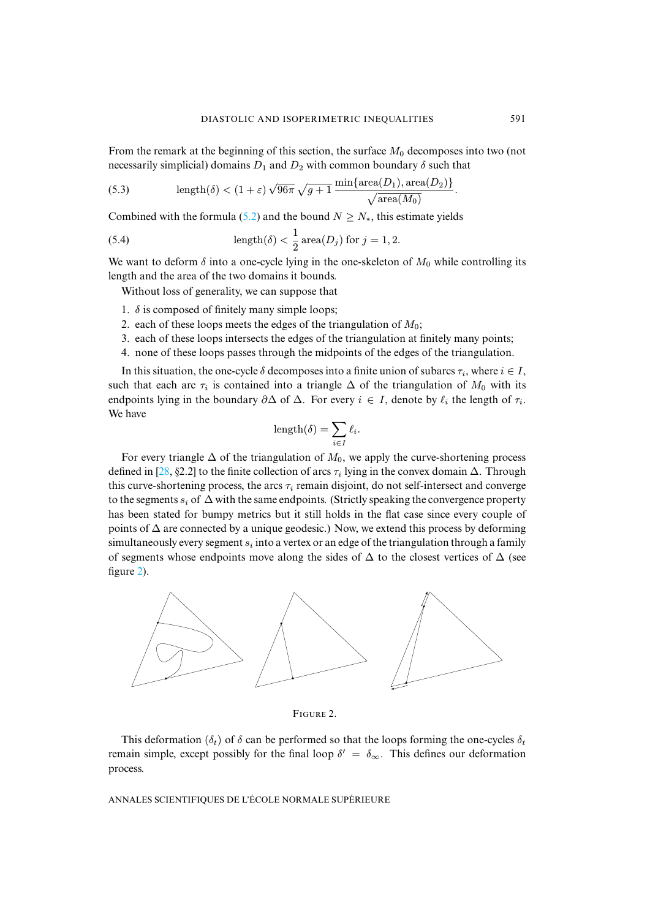From the remark at the beginning of this section, the surface $M_0$ decomposes into two (not necessarily simplicial) domains $D_1$ and $D_2$ with common boundary $\delta$ such that

$$\text{length}(\delta) < (1+\varepsilon)\sqrt{96\pi}\,\sqrt{g+1}\,\frac{\min\{\text{area}(D_1),\text{area}(D_2)\}}{\sqrt{\text{area}(M_0)}}. \tag{5.3}$$

Combined with the formula (5.2) and the bound $N \geq N_*$, this estimate yields

$$\text{length}(\delta) < \frac{1}{2}\,\text{area}(D_j) \text{ for } j=1,2. \tag{5.4}$$

We want to deform $\delta$ into a one-cycle lying in the one-skeleton of $M_0$ while controlling its length and the area of the two domains it bounds.

Without loss of generality, we can suppose that

1. $\delta$ is composed of finitely many simple loops;
2. each of these loops meets the edges of the triangulation of $M_0$;
3. each of these loops intersects the edges of the triangulation at finitely many points;
4. none of these loops passes through the midpoints of the edges of the triangulation.

In this situation, the one-cycle $\delta$ decomposes into a finite union of subarcs $\tau_i$, where $i \in I$, such that each arc $\tau_i$ is contained into a triangle $\Delta$ of the triangulation of $M_0$ with its endpoints lying in the boundary $\partial\Delta$ of $\Delta$. For every $i \in I$, denote by $\ell_i$ the length of $\tau_i$. We have

$$\text{length}(\delta) = \sum_{i\in I} \ell_i.$$

For every triangle $\Delta$ of the triangulation of $M_0$, we apply the curve-shortening process defined in [28, §2.2] to the finite collection of arcs $\tau_i$ lying in the convex domain $\Delta$. Through this curve-shortening process, the arcs $\tau_i$ remain disjoint, do not self-intersect and converge to the segments $s_i$ of $\Delta$ with the same endpoints. (Strictly speaking the convergence property has been stated for bumpy metrics but it still holds in the flat case since every couple of points of $\Delta$ are connected by a unique geodesic.) Now, we extend this process by deforming simultaneously every segment $s_i$ into a vertex or an edge of the triangulation through a family of segments whose endpoints move along the sides of $\Delta$ to the closest vertices of $\Delta$ (see figure 2).

FIGURE 2.

This deformation $(\delta_t)$ of $\delta$ can be performed so that the loops forming the one-cycles $\delta_t$ remain simple, except possibly for the final loop $\delta' = \delta_\infty$. This defines our deformation process.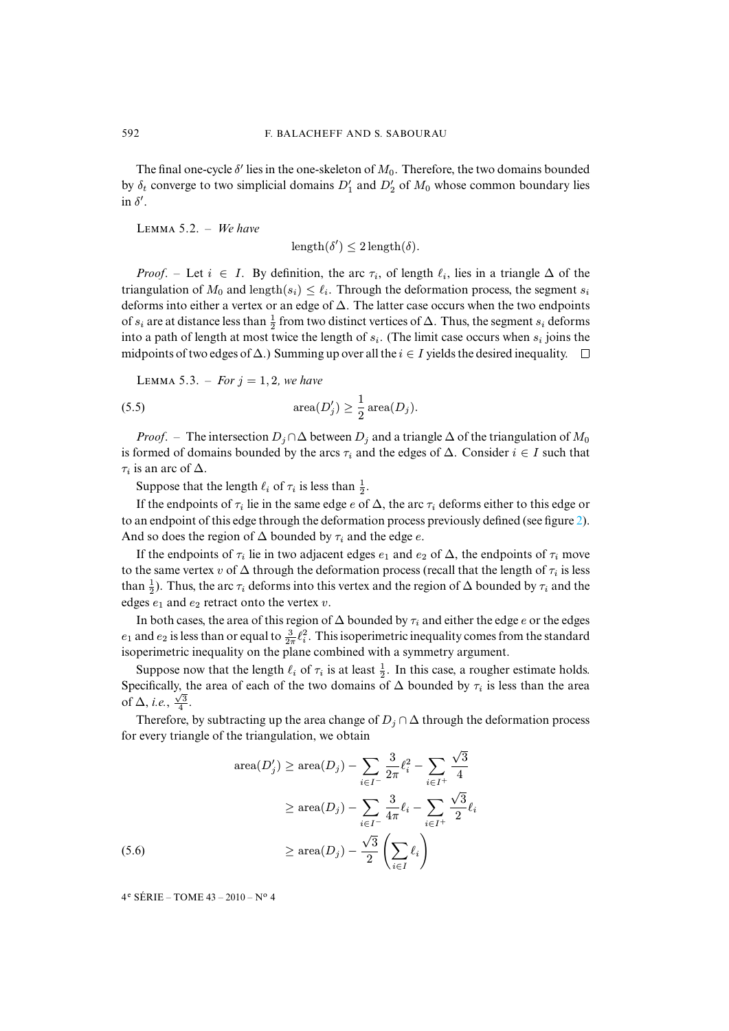The final one-cycle $\delta'$ lies in the one-skeleton of $M_0$. Therefore, the two domains bounded by $\delta_t$ converge to two simplicial domains $D'_1$ and $D'_2$ of $M_0$ whose common boundary lies in $\delta'$.

LEMMA 5.2. – *We have*

$$\text{length}(\delta') \leq 2\,\text{length}(\delta).$$

*Proof*. – Let $i \in I$. By definition, the arc $\tau_i$, of length $\ell_i$, lies in a triangle $\Delta$ of the triangulation of $M_0$ and $\text{length}(s_i) \leq \ell_i$. Through the deformation process, the segment $s_i$ deforms into either a vertex or an edge of $\Delta$. The latter case occurs when the two endpoints of $s_i$ are at distance less than $\frac{1}{2}$ from two distinct vertices of $\Delta$. Thus, the segment $s_i$ deforms into a path of length at most twice the length of $s_i$. (The limit case occurs when $s_i$ joins the midpoints of two edges of $\Delta$.) Summing up over all the $i \in I$ yields the desired inequality. $\square$

LEMMA 5.3. – *For $j = 1, 2$, we have*

$$\text{area}(D'_j) \geq \frac{1}{2}\,\text{area}(D_j). \tag{5.5}$$

*Proof*. – The intersection $D_j \cap \Delta$ between $D_j$ and a triangle $\Delta$ of the triangulation of $M_0$ is formed of domains bounded by the arcs $\tau_i$ and the edges of $\Delta$. Consider $i \in I$ such that $\tau_i$ is an arc of $\Delta$.

Suppose that the length $\ell_i$ of $\tau_i$ is less than $\frac{1}{2}$.

If the endpoints of $\tau_i$ lie in the same edge $e$ of $\Delta$, the arc $\tau_i$ deforms either to this edge or to an endpoint of this edge through the deformation process previously defined (see figure 2). And so does the region of $\Delta$ bounded by $\tau_i$ and the edge $e$.

If the endpoints of $\tau_i$ lie in two adjacent edges $e_1$ and $e_2$ of $\Delta$, the endpoints of $\tau_i$ move to the same vertex $v$ of $\Delta$ through the deformation process (recall that the length of $\tau_i$ is less than $\frac{1}{2}$). Thus, the arc $\tau_i$ deforms into this vertex and the region of $\Delta$ bounded by $\tau_i$ and the edges $e_1$ and $e_2$ retract onto the vertex $v$.

In both cases, the area of this region of $\Delta$ bounded by $\tau_i$ and either the edge $e$ or the edges $e_1$ and $e_2$ is less than or equal to $\frac{3}{2\pi}\ell_i^2$. This isoperimetric inequality comes from the standard isoperimetric inequality on the plane combined with a symmetry argument.

Suppose now that the length $\ell_i$ of $\tau_i$ is at least $\frac{1}{2}$. In this case, a rougher estimate holds. Specifically, the area of each of the two domains of $\Delta$ bounded by $\tau_i$ is less than the area of $\Delta$, *i.e.*, $\frac{\sqrt{3}}{4}$.

Therefore, by subtracting up the area change of $D_j \cap \Delta$ through the deformation process for every triangle of the triangulation, we obtain

$$\begin{aligned}
\text{area}(D'_j) &\geq \text{area}(D_j) - \sum_{i \in I^-} \frac{3}{2\pi}\ell_i^2 - \sum_{i \in I^+} \frac{\sqrt{3}}{4} \\
&\geq \text{area}(D_j) - \sum_{i \in I^-} \frac{3}{4\pi}\ell_i - \sum_{i \in I^+} \frac{\sqrt{3}}{2}\ell_i \\
&\geq \text{area}(D_j) - \frac{\sqrt{3}}{2}\left(\sum_{i \in I} \ell_i\right)
\end{aligned} \tag{5.6}$$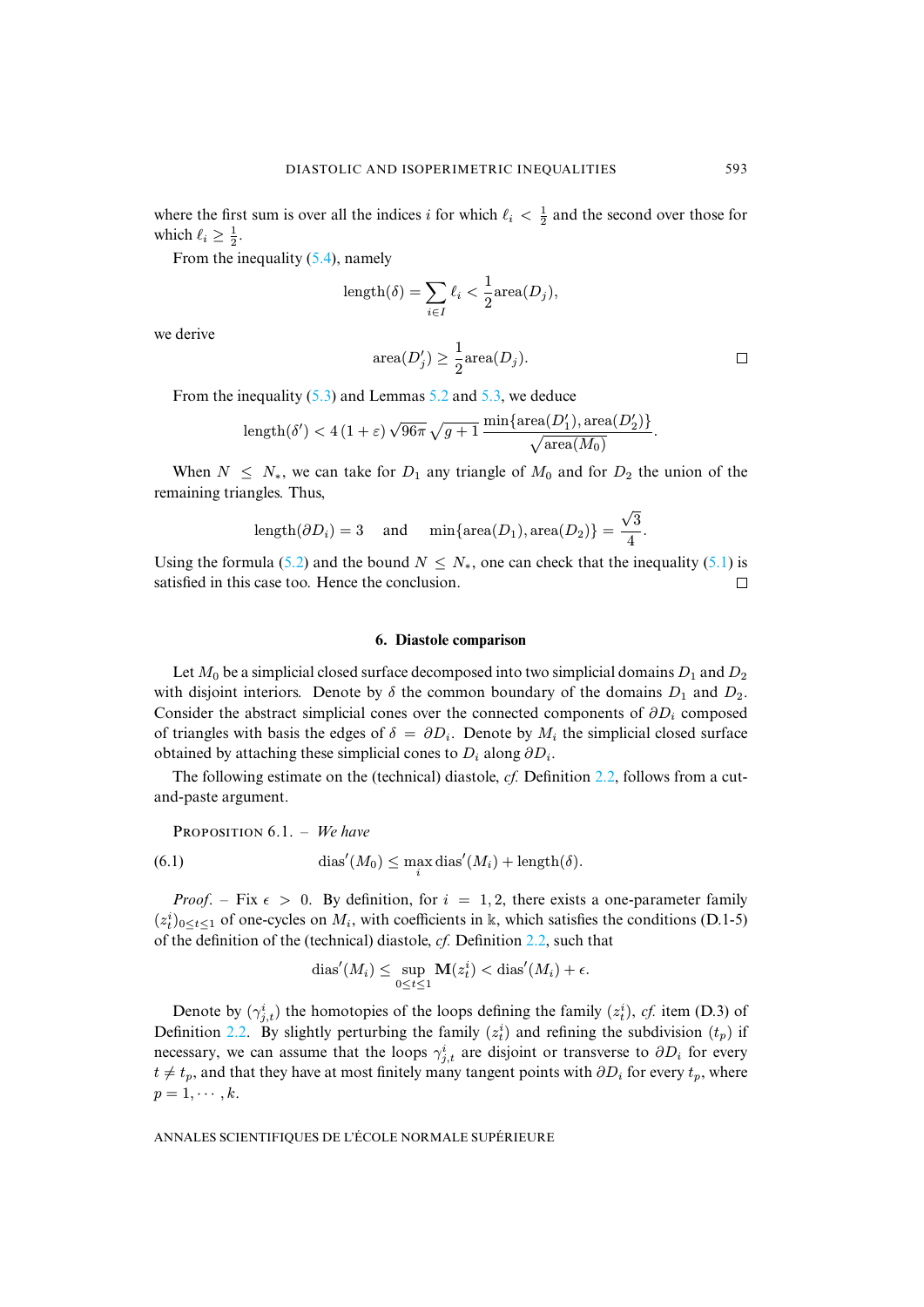where the first sum is over all the indices $i$ for which $\ell_i < \frac{1}{2}$ and the second over those for which $\ell_i \geq \frac{1}{2}$.

From the inequality (5.4), namely

$$\operatorname{length}(\delta) = \sum_{i \in I} \ell_i < \frac{1}{2}\operatorname{area}(D_j),$$

we derive

$$\operatorname{area}(D'_j) \geq \frac{1}{2}\operatorname{area}(D_j).$$

□

From the inequality (5.3) and Lemmas 5.2 and 5.3, we deduce

$$\operatorname{length}(\delta') < 4\,(1+\varepsilon)\,\sqrt{96\pi}\,\sqrt{g+1}\,\frac{\min\{\operatorname{area}(D'_1), \operatorname{area}(D'_2)\}}{\sqrt{\operatorname{area}(M_0)}}.$$

When $N \leq N_*$, we can take for $D_1$ any triangle of $M_0$ and for $D_2$ the union of the remaining triangles. Thus,

$$\operatorname{length}(\partial D_i) = 3 \quad \text{and} \quad \min\{\operatorname{area}(D_1), \operatorname{area}(D_2)\} = \frac{\sqrt{3}}{4}.$$

Using the formula (5.2) and the bound $N \leq N_*$, one can check that the inequality (5.1) is satisfied in this case too. Hence the conclusion. □

## 6. Diastole comparison

Let $M_0$ be a simplicial closed surface decomposed into two simplicial domains $D_1$ and $D_2$ with disjoint interiors. Denote by $\delta$ the common boundary of the domains $D_1$ and $D_2$. Consider the abstract simplicial cones over the connected components of $\partial D_i$ composed of triangles with basis the edges of $\delta = \partial D_i$. Denote by $M_i$ the simplicial closed surface obtained by attaching these simplicial cones to $D_i$ along $\partial D_i$.

The following estimate on the (technical) diastole, *cf.* Definition 2.2, follows from a cut-and-paste argument.

Proposition 6.1. – *We have*

$$\operatorname{dias}'(M_0) \leq \max_i \operatorname{dias}'(M_i) + \operatorname{length}(\delta). \tag{6.1}$$

*Proof*. – Fix $\epsilon > 0$. By definition, for $i = 1, 2$, there exists a one-parameter family $(z^i_t)_{0 \leq t \leq 1}$ of one-cycles on $M_i$, with coefficients in $\mathbb{k}$, which satisfies the conditions (D.1-5) of the definition of the (technical) diastole, *cf.* Definition 2.2, such that

$$\operatorname{dias}'(M_i) \leq \sup_{0 \leq t \leq 1} \mathbf{M}(z^i_t) < \operatorname{dias}'(M_i) + \epsilon.$$

Denote by $(\gamma^i_{j,t})$ the homotopies of the loops defining the family $(z^i_t)$, *cf.* item (D.3) of Definition 2.2. By slightly perturbing the family $(z^i_t)$ and refining the subdivision $(t_p)$ if necessary, we can assume that the loops $\gamma^i_{j,t}$ are disjoint or transverse to $\partial D_i$ for every $t \neq t_p$, and that they have at most finitely many tangent points with $\partial D_i$ for every $t_p$, where $p = 1, \cdots, k$.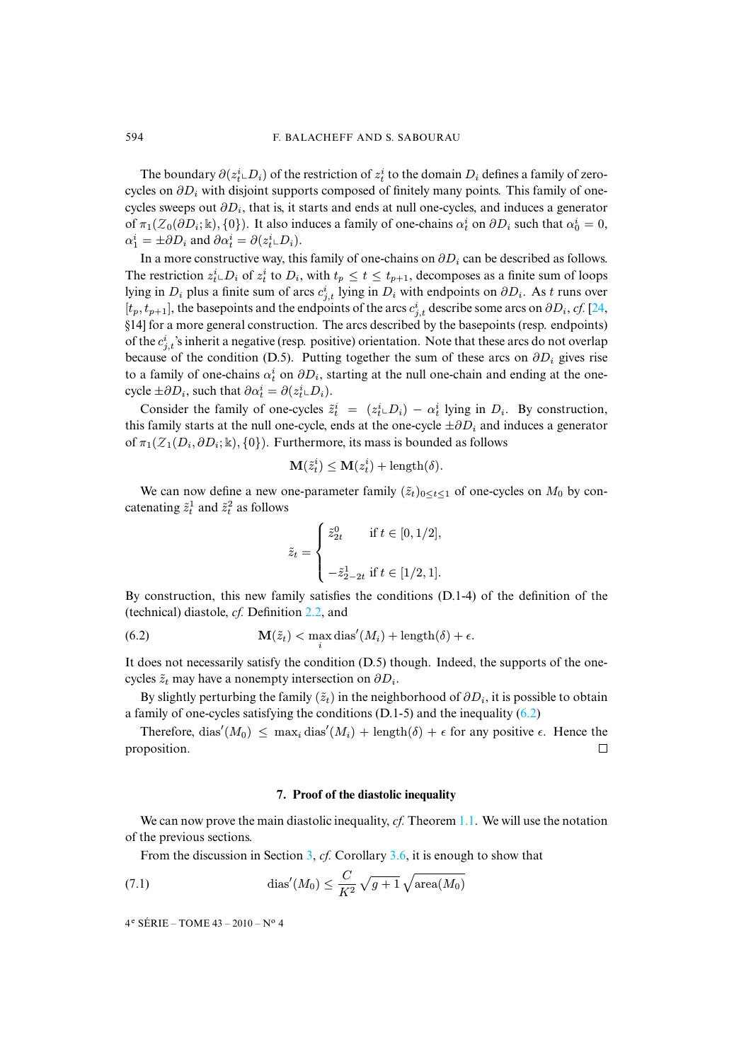The boundary $\partial(z_t^i \llcorner D_i)$ of the restriction of $z_t^i$ to the domain $D_i$ defines a family of zero-cycles on $\partial D_i$ with disjoint supports composed of finitely many points. This family of one-cycles sweeps out $\partial D_i$, that is, it starts and ends at null one-cycles, and induces a generator of $\pi_1(\mathcal{Z}_0(\partial D_i;\Bbbk),\{0\})$. It also induces a family of one-chains $\alpha_t^i$ on $\partial D_i$ such that $\alpha_0^i = 0$, $\alpha_1^i = \pm\partial D_i$ and $\partial\alpha_t^i = \partial(z_t^i \llcorner D_i)$.

In a more constructive way, this family of one-chains on $\partial D_i$ can be described as follows. The restriction $z_t^i \llcorner D_i$ of $z_t^i$ to $D_i$, with $t_p \leq t \leq t_{p+1}$, decomposes as a finite sum of loops lying in $D_i$ plus a finite sum of arcs $c_{j,t}^i$ lying in $D_i$ with endpoints on $\partial D_i$. As $t$ runs over $[t_p, t_{p+1}]$, the basepoints and the endpoints of the arcs $c_{j,t}^i$ describe some arcs on $\partial D_i$, *cf.* [24, §14] for a more general construction. The arcs described by the basepoints (resp. endpoints) of the $c_{j,t}^i$'s inherit a negative (resp. positive) orientation. Note that these arcs do not overlap because of the condition (D.5). Putting together the sum of these arcs on $\partial D_i$ gives rise to a family of one-chains $\alpha_t^i$ on $\partial D_i$, starting at the null one-chain and ending at the one-cycle $\pm\partial D_i$, such that $\partial\alpha_t^i = \partial(z_t^i \llcorner D_i)$.

Consider the family of one-cycles $\tilde{z}_t^i = (z_t^i \llcorner D_i) - \alpha_t^i$ lying in $D_i$. By construction, this family starts at the null one-cycle, ends at the one-cycle $\pm\partial D_i$ and induces a generator of $\pi_1(\mathcal{Z}_1(D_i, \partial D_i;\Bbbk),\{0\})$. Furthermore, its mass is bounded as follows

$$\mathbf{M}(\tilde{z}_t^i) \leq \mathbf{M}(z_t^i) + \mathrm{length}(\delta).$$

We can now define a new one-parameter family $(\tilde{z}_t)_{0\leq t\leq 1}$ of one-cycles on $M_0$ by concatenating $\tilde{z}_t^1$ and $\tilde{z}_t^2$ as follows

$$\tilde{z}_t = \begin{cases} \tilde{z}_{2t}^0 & \text{if } t \in [0,1/2], \\ -\tilde{z}_{2-2t}^1 & \text{if } t \in [1/2,1]. \end{cases}$$

By construction, this new family satisfies the conditions (D.1-4) of the definition of the (technical) diastole, *cf.* Definition 2.2, and

$$\mathbf{M}(\tilde{z}_t) < \max_i \mathrm{dias}'(M_i) + \mathrm{length}(\delta) + \epsilon. \tag{6.2}$$

It does not necessarily satisfy the condition (D.5) though. Indeed, the supports of the one-cycles $\tilde{z}_t$ may have a nonempty intersection on $\partial D_i$.

By slightly perturbing the family $(\tilde{z}_t)$ in the neighborhood of $\partial D_i$, it is possible to obtain a family of one-cycles satisfying the conditions (D.1-5) and the inequality (6.2)

Therefore, $\mathrm{dias}'(M_0) \leq \max_i \mathrm{dias}'(M_i) + \mathrm{length}(\delta) + \epsilon$ for any positive $\epsilon$. Hence the proposition. □

## 7. Proof of the diastolic inequality

We can now prove the main diastolic inequality, *cf.* Theorem 1.1. We will use the notation of the previous sections.

From the discussion in Section 3, *cf.* Corollary 3.6, it is enough to show that

$$\mathrm{dias}'(M_0) \leq \frac{C}{K^2}\sqrt{g+1}\,\sqrt{\mathrm{area}(M_0)} \tag{7.1}$$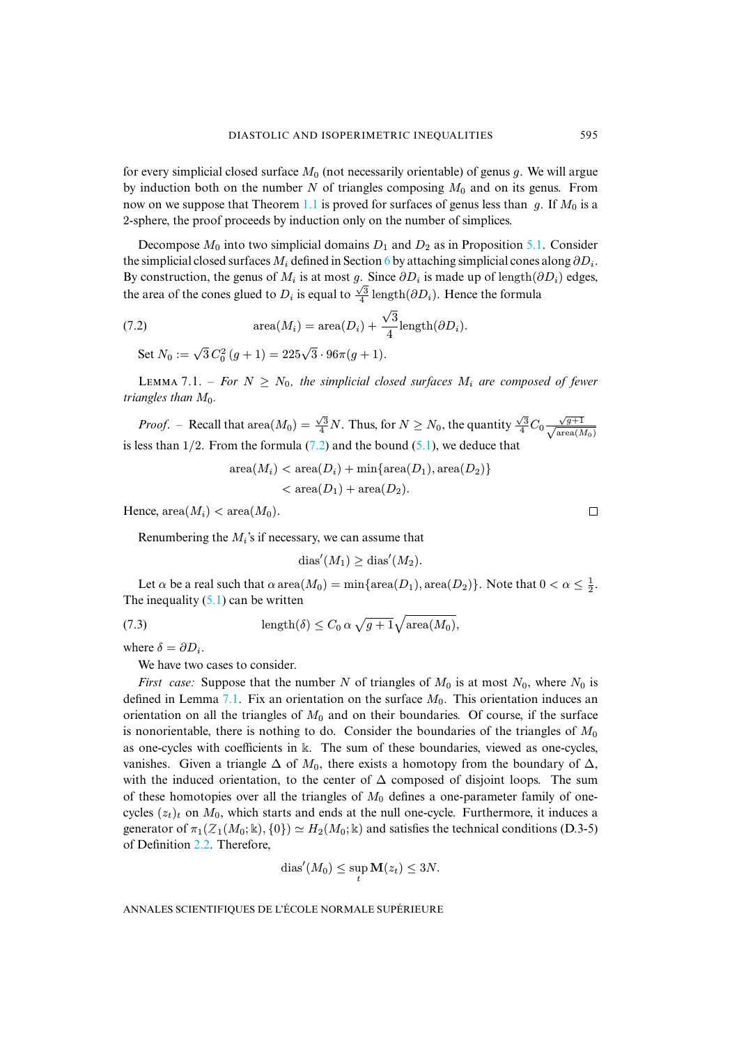for every simplicial closed surface $M_0$ (not necessarily orientable) of genus $g$. We will argue by induction both on the number $N$ of triangles composing $M_0$ and on its genus. From now on we suppose that Theorem 1.1 is proved for surfaces of genus less than $g$. If $M_0$ is a 2-sphere, the proof proceeds by induction only on the number of simplices.

Decompose $M_0$ into two simplicial domains $D_1$ and $D_2$ as in Proposition 5.1. Consider the simplicial closed surfaces $M_i$ defined in Section 6 by attaching simplicial cones along $\partial D_i$. By construction, the genus of $M_i$ is at most $g$. Since $\partial D_i$ is made up of $\text{length}(\partial D_i)$ edges, the area of the cones glued to $D_i$ is equal to $\frac{\sqrt{3}}{4}\,\text{length}(\partial D_i)$. Hence the formula

$$\text{area}(M_i) = \text{area}(D_i) + \frac{\sqrt{3}}{4}\text{length}(\partial D_i). \tag{7.2}$$

Set $N_0 := \sqrt{3}\, C_0^2\,(g+1) = 225\sqrt{3}\cdot 96\pi(g+1)$.

**Lemma 7.1.** – *For $N \geq N_0$, the simplicial closed surfaces $M_i$ are composed of fewer triangles than $M_0$.*

*Proof.* – Recall that $\text{area}(M_0) = \frac{\sqrt{3}}{4}N$. Thus, for $N \geq N_0$, the quantity $\frac{\sqrt{3}}{4} C_0 \frac{\sqrt{g+1}}{\sqrt{\text{area}(M_0)}}$ is less than $1/2$. From the formula (7.2) and the bound (5.1), we deduce that

$$\begin{aligned}\text{area}(M_i) &< \text{area}(D_i) + \min\{\text{area}(D_1), \text{area}(D_2)\}\\ &< \text{area}(D_1) + \text{area}(D_2).\end{aligned}$$

Hence, $\text{area}(M_i) < \text{area}(M_0)$. □

Renumbering the $M_i$'s if necessary, we can assume that

$$\text{dias}'(M_1) \geq \text{dias}'(M_2).$$

Let $\alpha$ be a real such that $\alpha\,\text{area}(M_0) = \min\{\text{area}(D_1), \text{area}(D_2)\}$. Note that $0 < \alpha \leq \frac{1}{2}$. The inequality (5.1) can be written

$$\text{length}(\delta) \leq C_0\,\alpha\,\sqrt{g+1}\sqrt{\text{area}(M_0)}, \tag{7.3}$$

where $\delta = \partial D_i$.

We have two cases to consider.

*First case:* Suppose that the number $N$ of triangles of $M_0$ is at most $N_0$, where $N_0$ is defined in Lemma 7.1. Fix an orientation on the surface $M_0$. This orientation induces an orientation on all the triangles of $M_0$ and on their boundaries. Of course, if the surface is nonorientable, there is nothing to do. Consider the boundaries of the triangles of $M_0$ as one-cycles with coefficients in $\mathbb{k}$. The sum of these boundaries, viewed as one-cycles, vanishes. Given a triangle $\Delta$ of $M_0$, there exists a homotopy from the boundary of $\Delta$, with the induced orientation, to the center of $\Delta$ composed of disjoint loops. The sum of these homotopies over all the triangles of $M_0$ defines a one-parameter family of one-cycles $(z_t)_t$ on $M_0$, which starts and ends at the null one-cycle. Furthermore, it induces a generator of $\pi_1(\mathcal{Z}_1(M_0;\mathbb{k}),\{0\}) \simeq H_2(M_0;\mathbb{k})$ and satisfies the technical conditions (D.3-5) of Definition 2.2. Therefore,

$$\text{dias}'(M_0) \leq \sup_t \mathbf{M}(z_t) \leq 3N.$$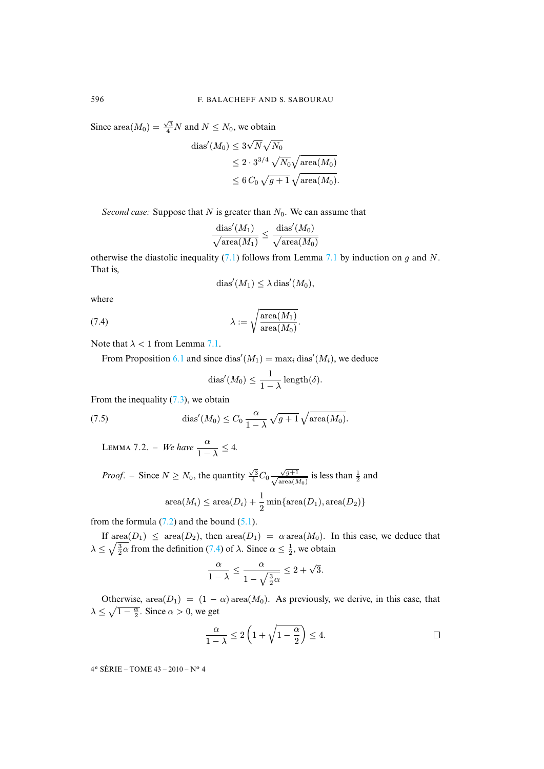Since $\operatorname{area}(M_0) = \frac{\sqrt{3}}{4} N$ and $N \leq N_0$, we obtain

$$\begin{aligned}
\operatorname{dias}'(M_0) &\leq 3\sqrt{N}\sqrt{N_0} \\
&\leq 2 \cdot 3^{3/4}\sqrt{N_0}\sqrt{\operatorname{area}(M_0)} \\
&\leq 6\, C_0 \sqrt{g+1}\sqrt{\operatorname{area}(M_0)}.
\end{aligned}$$

*Second case:* Suppose that $N$ is greater than $N_0$. We can assume that

$$\frac{\operatorname{dias}'(M_1)}{\sqrt{\operatorname{area}(M_1)}} \leq \frac{\operatorname{dias}'(M_0)}{\sqrt{\operatorname{area}(M_0)}}$$

otherwise the diastolic inequality (7.1) follows from Lemma 7.1 by induction on $g$ and $N$. That is,

$$\operatorname{dias}'(M_1) \leq \lambda \operatorname{dias}'(M_0),$$

where

$$\lambda := \sqrt{\frac{\operatorname{area}(M_1)}{\operatorname{area}(M_0)}}. \tag{7.4}$$

Note that $\lambda < 1$ from Lemma 7.1.

From Proposition 6.1 and since $\operatorname{dias}'(M_1) = \max_i \operatorname{dias}'(M_i)$, we deduce

$$\operatorname{dias}'(M_0) \leq \frac{1}{1-\lambda}\operatorname{length}(\delta).$$

From the inequality (7.3), we obtain

$$\operatorname{dias}'(M_0) \leq C_0 \frac{\alpha}{1-\lambda}\sqrt{g+1}\sqrt{\operatorname{area}(M_0)}. \tag{7.5}$$

Lemma 7.2. – *We have* $\dfrac{\alpha}{1-\lambda} \leq 4$.

*Proof.* – Since $N \geq N_0$, the quantity $\frac{\sqrt{3}}{4} C_0 \frac{\sqrt{g+1}}{\sqrt{\operatorname{area}(M_0)}}$ is less than $\frac{1}{2}$ and

$$\operatorname{area}(M_i) \leq \operatorname{area}(D_i) + \frac{1}{2}\min\{\operatorname{area}(D_1), \operatorname{area}(D_2)\}$$

from the formula (7.2) and the bound (5.1).

If $\operatorname{area}(D_1) \leq \operatorname{area}(D_2)$, then $\operatorname{area}(D_1) = \alpha \operatorname{area}(M_0)$. In this case, we deduce that $\lambda \leq \sqrt{\frac{3}{2}\alpha}$ from the definition (7.4) of $\lambda$. Since $\alpha \leq \frac{1}{2}$, we obtain

$$\frac{\alpha}{1-\lambda} \leq \frac{\alpha}{1-\sqrt{\frac{3}{2}\alpha}} \leq 2+\sqrt{3}.$$

Otherwise, $\operatorname{area}(D_1) = (1-\alpha)\operatorname{area}(M_0)$. As previously, we derive, in this case, that $\lambda \leq \sqrt{1-\frac{\alpha}{2}}$. Since $\alpha > 0$, we get

$$\frac{\alpha}{1-\lambda} \leq 2\left(1+\sqrt{1-\frac{\alpha}{2}}\right) \leq 4.$$

$\square$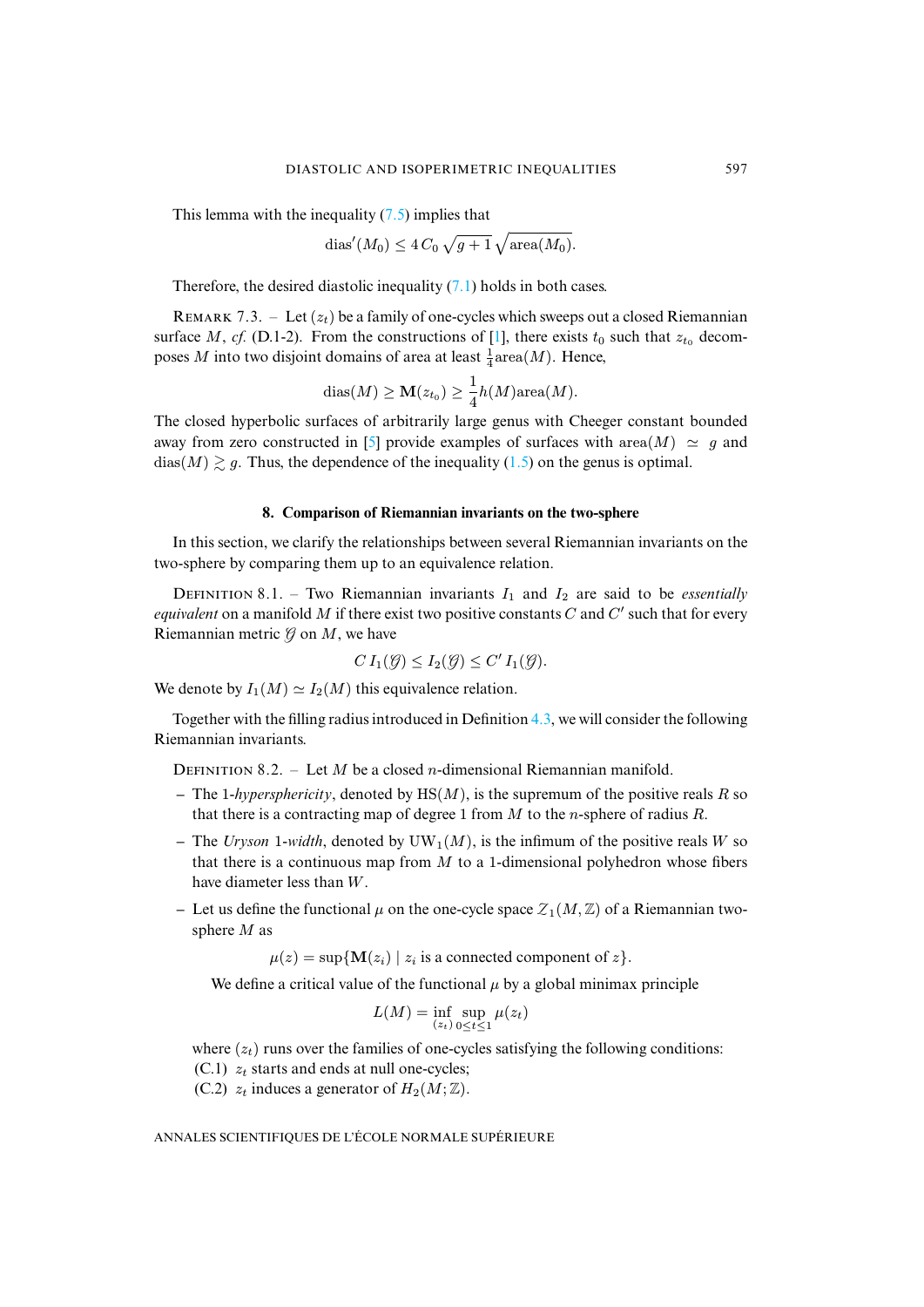This lemma with the inequality (7.5) implies that

$$\mathrm{dias}'(M_0) \leq 4\, C_0 \, \sqrt{g+1}\, \sqrt{\mathrm{area}(M_0)}.$$

Therefore, the desired diastolic inequality (7.1) holds in both cases.

REMARK 7.3. – Let $(z_t)$ be a family of one-cycles which sweeps out a closed Riemannian surface $M$, *cf.* (D.1-2). From the constructions of [1], there exists $t_0$ such that $z_{t_0}$ decomposes $M$ into two disjoint domains of area at least $\frac{1}{4}\mathrm{area}(M)$. Hence,

$$\mathrm{dias}(M) \geq \mathbf{M}(z_{t_0}) \geq \frac{1}{4} h(M) \mathrm{area}(M).$$

The closed hyperbolic surfaces of arbitrarily large genus with Cheeger constant bounded away from zero constructed in [5] provide examples of surfaces with $\mathrm{area}(M) \simeq g$ and $\mathrm{dias}(M) \gtrsim g$. Thus, the dependence of the inequality (1.5) on the genus is optimal.

## 8. Comparison of Riemannian invariants on the two-sphere

In this section, we clarify the relationships between several Riemannian invariants on the two-sphere by comparing them up to an equivalence relation.

DEFINITION 8.1. – Two Riemannian invariants $I_1$ and $I_2$ are said to be *essentially equivalent* on a manifold $M$ if there exist two positive constants $C$ and $C'$ such that for every Riemannian metric $\mathcal{G}$ on $M$, we have

$$C\, I_1(\mathcal{G}) \leq I_2(\mathcal{G}) \leq C'\, I_1(\mathcal{G}).$$

We denote by $I_1(M) \simeq I_2(M)$ this equivalence relation.

Together with the filling radius introduced in Definition 4.3, we will consider the following Riemannian invariants.

DEFINITION 8.2. – Let $M$ be a closed $n$-dimensional Riemannian manifold.

- The 1-*hypersphericity*, denoted by $\mathrm{HS}(M)$, is the supremum of the positive reals $R$ so that there is a contracting map of degree 1 from $M$ to the $n$-sphere of radius $R$.
- The *Uryson* 1-*width*, denoted by $\mathrm{UW}_1(M)$, is the infimum of the positive reals $W$ so that there is a continuous map from $M$ to a 1-dimensional polyhedron whose fibers have diameter less than $W$.
- Let us define the functional $\mu$ on the one-cycle space $\mathcal{Z}_1(M, \mathbb{Z})$ of a Riemannian two-sphere $M$ as

  $$\mu(z) = \sup\{\mathbf{M}(z_i) \mid z_i \text{ is a connected component of } z\}.$$

  We define a critical value of the functional $\mu$ by a global minimax principle

  $$L(M) = \inf_{(z_t)} \sup_{0 \leq t \leq 1} \mu(z_t)$$

  where $(z_t)$ runs over the families of one-cycles satisfying the following conditions:
  (C.1) $z_t$ starts and ends at null one-cycles;
  (C.2) $z_t$ induces a generator of $H_2(M; \mathbb{Z})$.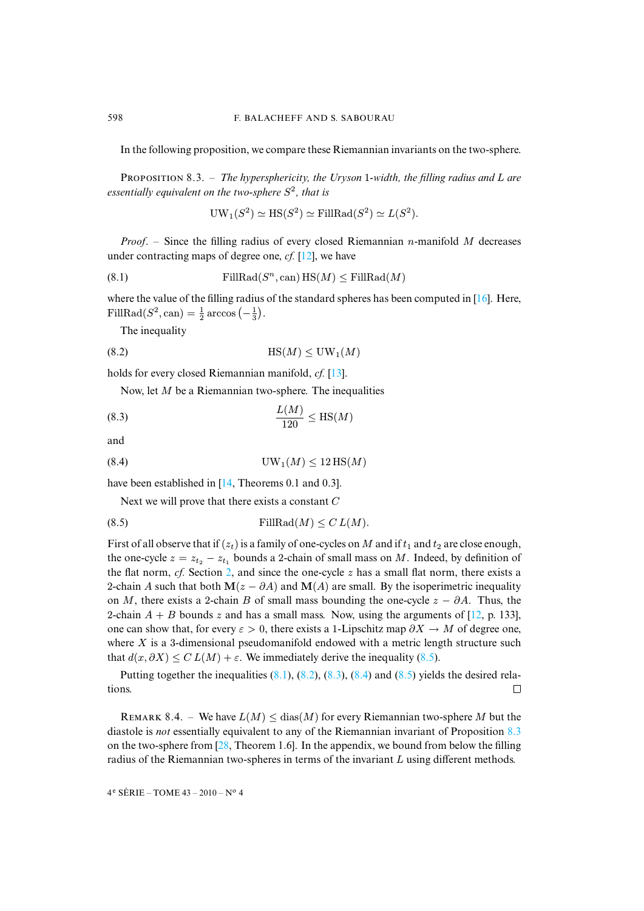In the following proposition, we compare these Riemannian invariants on the two-sphere.

Proposition 8.3. – *The hypersphericity, the Uryson* 1*-width, the filling radius and* $L$ *are essentially equivalent on the two-sphere* $S^2$*, that is*

$$\mathrm{UW}_1(S^2) \simeq \mathrm{HS}(S^2) \simeq \mathrm{FillRad}(S^2) \simeq L(S^2).$$

*Proof*. – Since the filling radius of every closed Riemannian $n$-manifold $M$ decreases under contracting maps of degree one, *cf.* [12], we have

$$\mathrm{FillRad}(S^n, \mathrm{can})\, \mathrm{HS}(M) \leq \mathrm{FillRad}(M) \tag{8.1}$$

where the value of the filling radius of the standard spheres has been computed in [16]. Here, $\mathrm{FillRad}(S^2, \mathrm{can}) = \frac{1}{2} \arccos\left(-\frac{1}{3}\right)$.

The inequality

$$\mathrm{HS}(M) \leq \mathrm{UW}_1(M) \tag{8.2}$$

holds for every closed Riemannian manifold, *cf.* [13].

Now, let $M$ be a Riemannian two-sphere. The inequalities

$$\frac{L(M)}{120} \leq \mathrm{HS}(M) \tag{8.3}$$

and

$$\mathrm{UW}_1(M) \leq 12\, \mathrm{HS}(M) \tag{8.4}$$

have been established in [14, Theorems 0.1 and 0.3].

Next we will prove that there exists a constant $C$

$$\mathrm{FillRad}(M) \leq C\, L(M). \tag{8.5}$$

First of all observe that if $(z_t)$ is a family of one-cycles on $M$ and if $t_1$ and $t_2$ are close enough, the one-cycle $z = z_{t_2} - z_{t_1}$ bounds a 2-chain of small mass on $M$. Indeed, by definition of the flat norm, *cf.* Section 2, and since the one-cycle $z$ has a small flat norm, there exists a 2-chain $A$ such that both $\mathbf{M}(z - \partial A)$ and $\mathbf{M}(A)$ are small. By the isoperimetric inequality on $M$, there exists a 2-chain $B$ of small mass bounding the one-cycle $z - \partial A$. Thus, the 2-chain $A + B$ bounds $z$ and has a small mass. Now, using the arguments of [12, p. 133], one can show that, for every $\varepsilon > 0$, there exists a 1-Lipschitz map $\partial X \to M$ of degree one, where $X$ is a 3-dimensional pseudomanifold endowed with a metric length structure such that $d(x, \partial X) \leq C\, L(M) + \varepsilon$. We immediately derive the inequality (8.5).

Putting together the inequalities (8.1), (8.2), (8.3), (8.4) and (8.5) yields the desired relations. □

Remark 8.4. – We have $L(M) \leq \mathrm{dias}(M)$ for every Riemannian two-sphere $M$ but the diastole is *not* essentially equivalent to any of the Riemannian invariant of Proposition 8.3 on the two-sphere from [28, Theorem 1.6]. In the appendix, we bound from below the filling radius of the Riemannian two-spheres in terms of the invariant $L$ using different methods.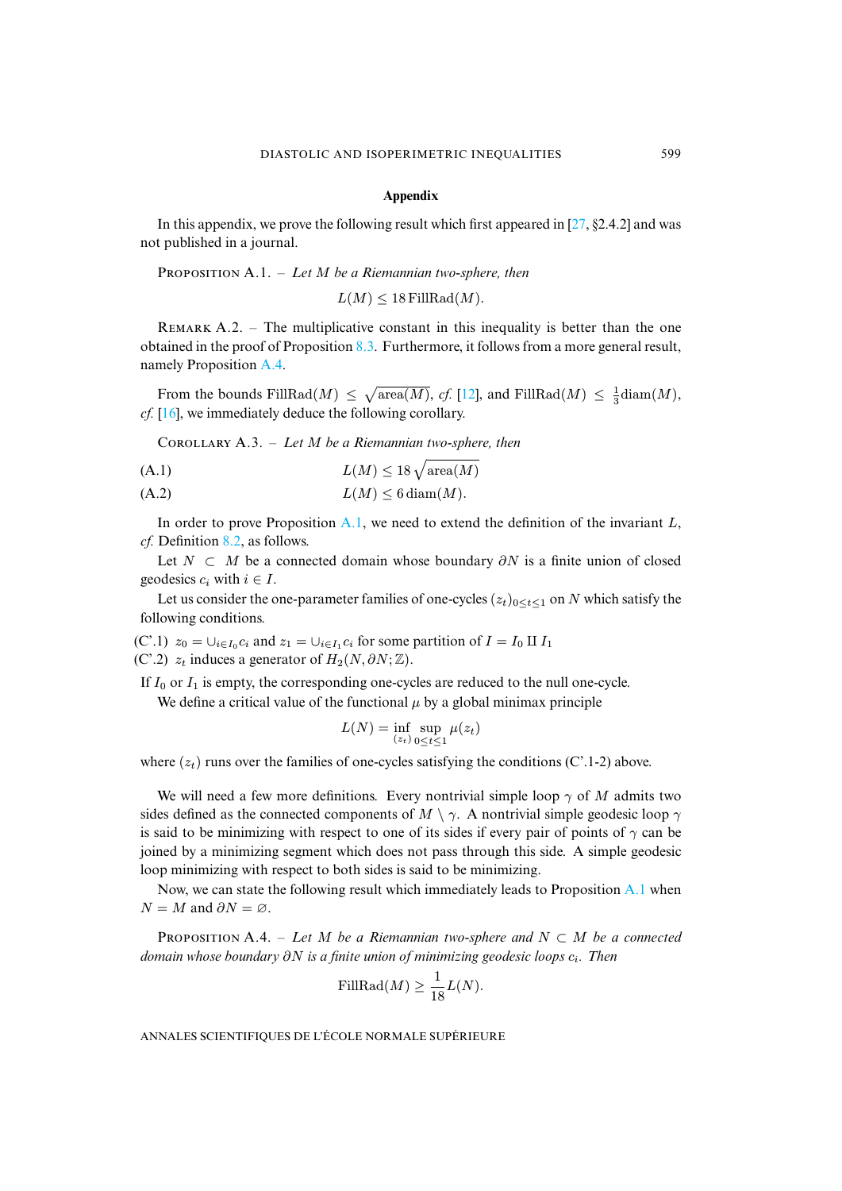## Appendix

In this appendix, we prove the following result which first appeared in [27, §2.4.2] and was not published in a journal.

Proposition A.1. – *Let $M$ be a Riemannian two-sphere, then*

$$L(M) \leq 18 \, \mathrm{FillRad}(M).$$

Remark A.2. – The multiplicative constant in this inequality is better than the one obtained in the proof of Proposition 8.3. Furthermore, it follows from a more general result, namely Proposition A.4.

From the bounds $\mathrm{FillRad}(M) \leq \sqrt{\mathrm{area}(M)}$, *cf.* [12], and $\mathrm{FillRad}(M) \leq \frac{1}{3}\mathrm{diam}(M)$, *cf.* [16], we immediately deduce the following corollary.

Corollary A.3. – *Let $M$ be a Riemannian two-sphere, then*

$$L(M) \leq 18 \sqrt{\mathrm{area}(M)} \tag{A.1}$$

$$L(M) \leq 6 \, \mathrm{diam}(M). \tag{A.2}$$

In order to prove Proposition A.1, we need to extend the definition of the invariant $L$, *cf.* Definition 8.2, as follows.

Let $N \subset M$ be a connected domain whose boundary $\partial N$ is a finite union of closed geodesics $c_i$ with $i \in I$.

Let us consider the one-parameter families of one-cycles $(z_t)_{0 \leq t \leq 1}$ on $N$ which satisfy the following conditions.

(C'.1) $z_0 = \cup_{i \in I_0} c_i$ and $z_1 = \cup_{i \in I_1} c_i$ for some partition of $I = I_0 \amalg I_1$

(C'.2) $z_t$ induces a generator of $H_2(N, \partial N; \mathbb{Z})$.

If $I_0$ or $I_1$ is empty, the corresponding one-cycles are reduced to the null one-cycle.

We define a critical value of the functional $\mu$ by a global minimax principle

$$L(N) = \inf_{(z_t)} \sup_{0 \leq t \leq 1} \mu(z_t)$$

where $(z_t)$ runs over the families of one-cycles satisfying the conditions (C'.1-2) above.

We will need a few more definitions. Every nontrivial simple loop $\gamma$ of $M$ admits two sides defined as the connected components of $M \setminus \gamma$. A nontrivial simple geodesic loop $\gamma$ is said to be minimizing with respect to one of its sides if every pair of points of $\gamma$ can be joined by a minimizing segment which does not pass through this side. A simple geodesic loop minimizing with respect to both sides is said to be minimizing.

Now, we can state the following result which immediately leads to Proposition A.1 when $N = M$ and $\partial N = \varnothing$.

Proposition A.4. – *Let $M$ be a Riemannian two-sphere and $N \subset M$ be a connected domain whose boundary $\partial N$ is a finite union of minimizing geodesic loops $c_i$. Then*

$$\mathrm{FillRad}(M) \geq \frac{1}{18} L(N).$$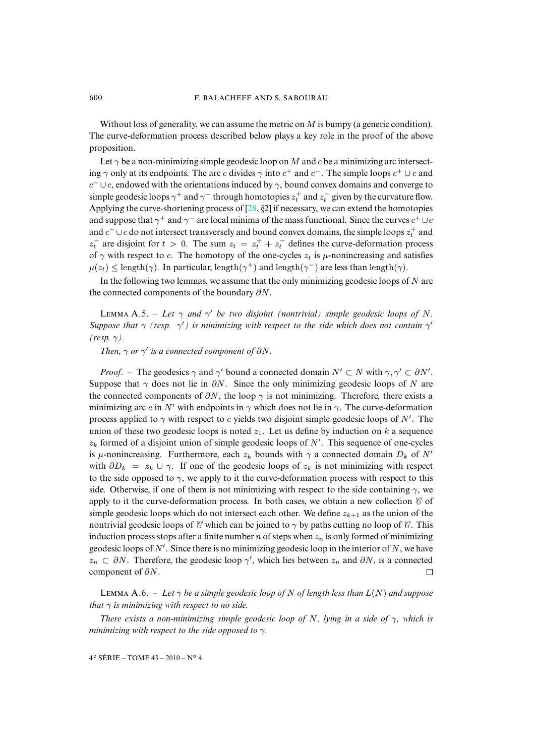Without loss of generality, we can assume the metric on $M$ is bumpy (a generic condition). The curve-deformation process described below plays a key role in the proof of the above proposition.

Let $\gamma$ be a non-minimizing simple geodesic loop on $M$ and $c$ be a minimizing arc intersecting $\gamma$ only at its endpoints. The arc $c$ divides $\gamma$ into $c^+$ and $c^-$. The simple loops $c^+ \cup c$ and $c^- \cup c$, endowed with the orientations induced by $\gamma$, bound convex domains and converge to simple geodesic loops $\gamma^+$ and $\gamma^-$ through homotopies $z_t^+$ and $z_t^-$ given by the curvature flow. Applying the curve-shortening process of [28, §2] if necessary, we can extend the homotopies and suppose that $\gamma^+$ and $\gamma^-$ are local minima of the mass functional. Since the curves $c^+ \cup c$ and $c^- \cup c$ do not intersect transversely and bound convex domains, the simple loops $z_t^+$ and $z_t^-$ are disjoint for $t > 0$. The sum $z_t = z_t^+ + z_t^-$ defines the curve-deformation process of $\gamma$ with respect to $c$. The homotopy of the one-cycles $z_t$ is $\mu$-nonincreasing and satisfies $\mu(z_t) \leq \mathrm{length}(\gamma)$. In particular, $\mathrm{length}(\gamma^+)$ and $\mathrm{length}(\gamma^-)$ are less than $\mathrm{length}(\gamma)$.

In the following two lemmas, we assume that the only minimizing geodesic loops of $N$ are the connected components of the boundary $\partial N$.

Lemma A.5. – *Let $\gamma$ and $\gamma'$ be two disjoint (nontrivial) simple geodesic loops of $N$. Suppose that $\gamma$ (resp. $\gamma'$) is minimizing with respect to the side which does not contain $\gamma'$ (resp. $\gamma$).*

*Then, $\gamma$ or $\gamma'$ is a connected component of $\partial N$.*

*Proof*. – The geodesics $\gamma$ and $\gamma'$ bound a connected domain $N' \subset N$ with $\gamma, \gamma' \subset \partial N'$. Suppose that $\gamma$ does not lie in $\partial N$. Since the only minimizing geodesic loops of $N$ are the connected components of $\partial N$, the loop $\gamma$ is not minimizing. Therefore, there exists a minimizing arc $c$ in $N'$ with endpoints in $\gamma$ which does not lie in $\gamma$. The curve-deformation process applied to $\gamma$ with respect to $c$ yields two disjoint simple geodesic loops of $N'$. The union of these two geodesic loops is noted $z_1$. Let us define by induction on $k$ a sequence $z_k$ formed of a disjoint union of simple geodesic loops of $N'$. This sequence of one-cycles is $\mu$-nonincreasing. Furthermore, each $z_k$ bounds with $\gamma$ a connected domain $D_k$ of $N'$ with $\partial D_k = z_k \cup \gamma$. If one of the geodesic loops of $z_k$ is not minimizing with respect to the side opposed to $\gamma$, we apply to it the curve-deformation process with respect to this side. Otherwise, if one of them is not minimizing with respect to the side containing $\gamma$, we apply to it the curve-deformation process. In both cases, we obtain a new collection $\mathscr{C}$ of simple geodesic loops which do not intersect each other. We define $z_{k+1}$ as the union of the nontrivial geodesic loops of $\mathscr{C}$ which can be joined to $\gamma$ by paths cutting no loop of $\mathscr{C}$. This induction process stops after a finite number $n$ of steps when $z_n$ is only formed of minimizing geodesic loops of $N'$. Since there is no minimizing geodesic loop in the interior of $N$, we have $z_n \subset \partial N$. Therefore, the geodesic loop $\gamma'$, which lies between $z_n$ and $\partial N$, is a connected component of $\partial N$. □

Lemma A.6. – *Let $\gamma$ be a simple geodesic loop of $N$ of length less than $L(N)$ and suppose that $\gamma$ is minimizing with respect to no side.*

*There exists a non-minimizing simple geodesic loop of $N$, lying in a side of $\gamma$, which is minimizing with respect to the side opposed to $\gamma$.*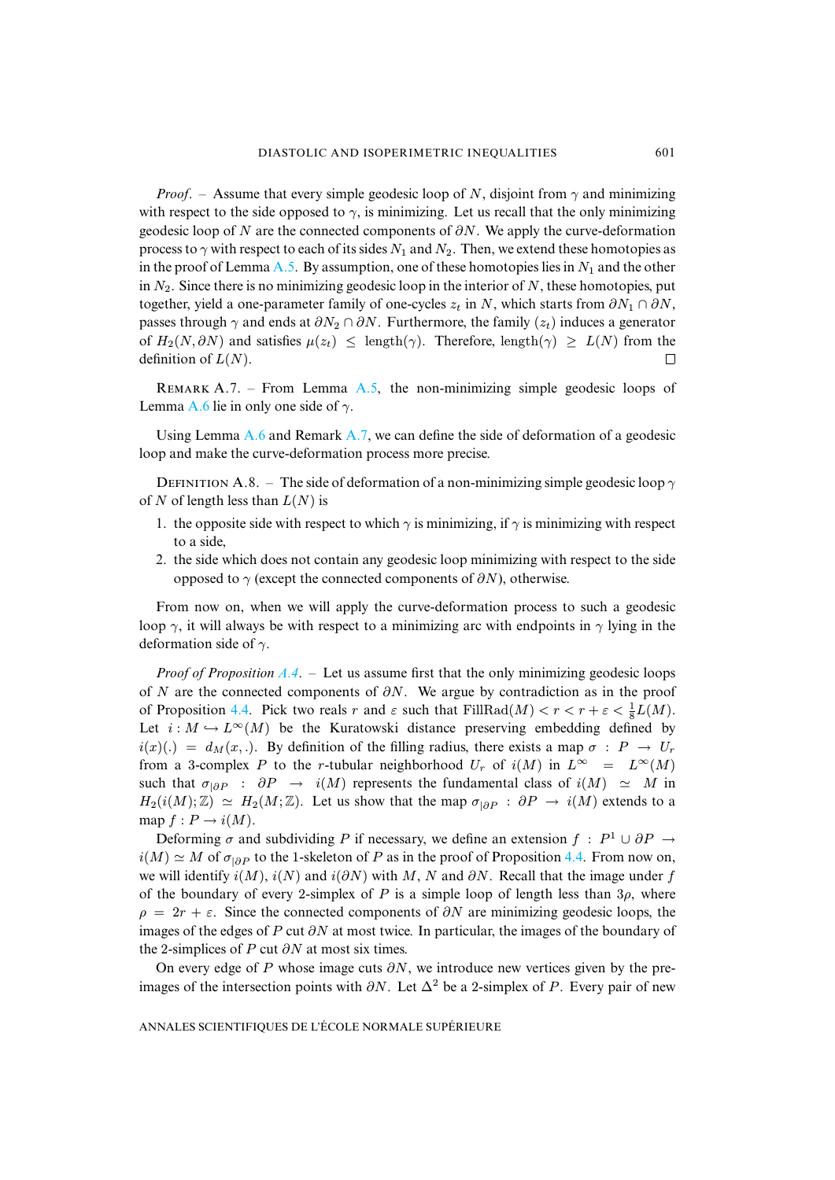*Proof*. – Assume that every simple geodesic loop of $N$, disjoint from $\gamma$ and minimizing with respect to the side opposed to $\gamma$, is minimizing. Let us recall that the only minimizing geodesic loop of $N$ are the connected components of $\partial N$. We apply the curve-deformation process to $\gamma$ with respect to each of its sides $N_1$ and $N_2$. Then, we extend these homotopies as in the proof of Lemma A.5. By assumption, one of these homotopies lies in $N_1$ and the other in $N_2$. Since there is no minimizing geodesic loop in the interior of $N$, these homotopies, put together, yield a one-parameter family of one-cycles $z_t$ in $N$, which starts from $\partial N_1 \cap \partial N$, passes through $\gamma$ and ends at $\partial N_2 \cap \partial N$. Furthermore, the family $(z_t)$ induces a generator of $H_2(N, \partial N)$ and satisfies $\mu(z_t) \leq \text{length}(\gamma)$. Therefore, $\text{length}(\gamma) \geq L(N)$ from the definition of $L(N)$. □

Remark A.7. – From Lemma A.5, the non-minimizing simple geodesic loops of Lemma A.6 lie in only one side of $\gamma$.

Using Lemma A.6 and Remark A.7, we can define the side of deformation of a geodesic loop and make the curve-deformation process more precise.

Definition A.8. – The side of deformation of a non-minimizing simple geodesic loop $\gamma$ of $N$ of length less than $L(N)$ is

1. the opposite side with respect to which $\gamma$ is minimizing, if $\gamma$ is minimizing with respect to a side,
2. the side which does not contain any geodesic loop minimizing with respect to the side opposed to $\gamma$ (except the connected components of $\partial N$), otherwise.

From now on, when we will apply the curve-deformation process to such a geodesic loop $\gamma$, it will always be with respect to a minimizing arc with endpoints in $\gamma$ lying in the deformation side of $\gamma$.

*Proof of Proposition A.4*. – Let us assume first that the only minimizing geodesic loops of $N$ are the connected components of $\partial N$. We argue by contradiction as in the proof of Proposition 4.4. Pick two reals $r$ and $\varepsilon$ such that $\text{FillRad}(M) < r < r + \varepsilon < \frac{1}{8} L(M)$. Let $i : M \hookrightarrow L^\infty(M)$ be the Kuratowski distance preserving embedding defined by $i(x)(.) = d_M(x, .)$. By definition of the filling radius, there exists a map $\sigma : P \to U_r$ from a 3-complex $P$ to the $r$-tubular neighborhood $U_r$ of $i(M)$ in $L^\infty = L^\infty(M)$ such that $\sigma_{|\partial P} : \partial P \to i(M)$ represents the fundamental class of $i(M) \simeq M$ in $H_2(i(M); \mathbb{Z}) \simeq H_2(M; \mathbb{Z})$. Let us show that the map $\sigma_{|\partial P} : \partial P \to i(M)$ extends to a map $f : P \to i(M)$.

Deforming $\sigma$ and subdividing $P$ if necessary, we define an extension $f : P^1 \cup \partial P \to i(M) \simeq M$ of $\sigma_{|\partial P}$ to the 1-skeleton of $P$ as in the proof of Proposition 4.4. From now on, we will identify $i(M)$, $i(N)$ and $i(\partial N)$ with $M$, $N$ and $\partial N$. Recall that the image under $f$ of the boundary of every 2-simplex of $P$ is a simple loop of length less than $3\rho$, where $\rho = 2r + \varepsilon$. Since the connected components of $\partial N$ are minimizing geodesic loops, the images of the edges of $P$ cut $\partial N$ at most twice. In particular, the images of the boundary of the 2-simplices of $P$ cut $\partial N$ at most six times.

On every edge of $P$ whose image cuts $\partial N$, we introduce new vertices given by the pre-images of the intersection points with $\partial N$. Let $\Delta^2$ be a 2-simplex of $P$. Every pair of new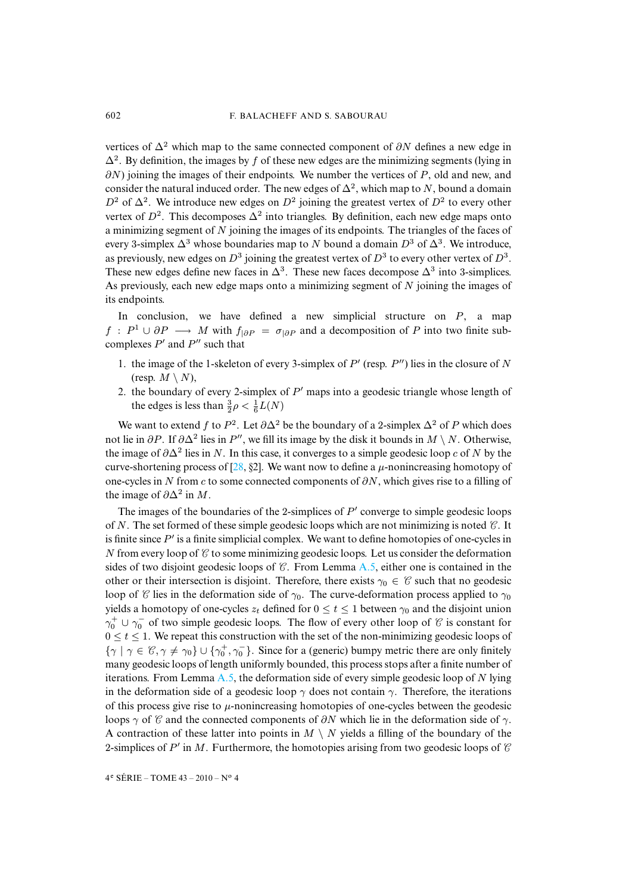vertices of $\Delta^2$ which map to the same connected component of $\partial N$ defines a new edge in $\Delta^2$. By definition, the images by $f$ of these new edges are the minimizing segments (lying in $\partial N$) joining the images of their endpoints. We number the vertices of $P$, old and new, and consider the natural induced order. The new edges of $\Delta^2$, which map to $N$, bound a domain $D^2$ of $\Delta^2$. We introduce new edges on $D^2$ joining the greatest vertex of $D^2$ to every other vertex of $D^2$. This decomposes $\Delta^2$ into triangles. By definition, each new edge maps onto a minimizing segment of $N$ joining the images of its endpoints. The triangles of the faces of every 3-simplex $\Delta^3$ whose boundaries map to $N$ bound a domain $D^3$ of $\Delta^3$. We introduce, as previously, new edges on $D^3$ joining the greatest vertex of $D^3$ to every other vertex of $D^3$. These new edges define new faces in $\Delta^3$. These new faces decompose $\Delta^3$ into 3-simplices. As previously, each new edge maps onto a minimizing segment of $N$ joining the images of its endpoints.

In conclusion, we have defined a new simplicial structure on $P$, a map $f : P^1 \cup \partial P \longrightarrow M$ with $f_{|\partial P} = \sigma_{|\partial P}$ and a decomposition of $P$ into two finite subcomplexes $P'$ and $P''$ such that

1. the image of the 1-skeleton of every 3-simplex of $P'$ (resp. $P''$) lies in the closure of $N$ (resp. $M \setminus N$),
2. the boundary of every 2-simplex of $P'$ maps into a geodesic triangle whose length of the edges is less than $\frac{3}{2}\rho < \frac{1}{6}L(N)$

We want to extend $f$ to $P^2$. Let $\partial\Delta^2$ be the boundary of a 2-simplex $\Delta^2$ of $P$ which does not lie in $\partial P$. If $\partial\Delta^2$ lies in $P''$, we fill its image by the disk it bounds in $M \setminus N$. Otherwise, the image of $\partial\Delta^2$ lies in $N$. In this case, it converges to a simple geodesic loop $c$ of $N$ by the curve-shortening process of [28, §2]. We want now to define a $\mu$-nonincreasing homotopy of one-cycles in $N$ from $c$ to some connected components of $\partial N$, which gives rise to a filling of the image of $\partial\Delta^2$ in $M$.

The images of the boundaries of the 2-simplices of $P'$ converge to simple geodesic loops of $N$. The set formed of these simple geodesic loops which are not minimizing is noted $\mathscr{C}$. It is finite since $P'$ is a finite simplicial complex. We want to define homotopies of one-cycles in $N$ from every loop of $\mathscr{C}$ to some minimizing geodesic loops. Let us consider the deformation sides of two disjoint geodesic loops of $\mathscr{C}$. From Lemma A.5, either one is contained in the other or their intersection is disjoint. Therefore, there exists $\gamma_0 \in \mathscr{C}$ such that no geodesic loop of $\mathscr{C}$ lies in the deformation side of $\gamma_0$. The curve-deformation process applied to $\gamma_0$ yields a homotopy of one-cycles $z_t$ defined for $0 \leq t \leq 1$ between $\gamma_0$ and the disjoint union $\gamma_0^+ \cup \gamma_0^-$ of two simple geodesic loops. The flow of every other loop of $\mathscr{C}$ is constant for $0 \leq t \leq 1$. We repeat this construction with the set of the non-minimizing geodesic loops of $\{\gamma \mid \gamma \in \mathscr{C}, \gamma \neq \gamma_0\} \cup \{\gamma_0^+, \gamma_0^-\}$. Since for a (generic) bumpy metric there are only finitely many geodesic loops of length uniformly bounded, this process stops after a finite number of iterations. From Lemma A.5, the deformation side of every simple geodesic loop of $N$ lying in the deformation side of a geodesic loop $\gamma$ does not contain $\gamma$. Therefore, the iterations of this process give rise to $\mu$-nonincreasing homotopies of one-cycles between the geodesic loops $\gamma$ of $\mathscr{C}$ and the connected components of $\partial N$ which lie in the deformation side of $\gamma$. A contraction of these latter into points in $M \setminus N$ yields a filling of the boundary of the 2-simplices of $P'$ in $M$. Furthermore, the homotopies arising from two geodesic loops of $\mathscr{C}$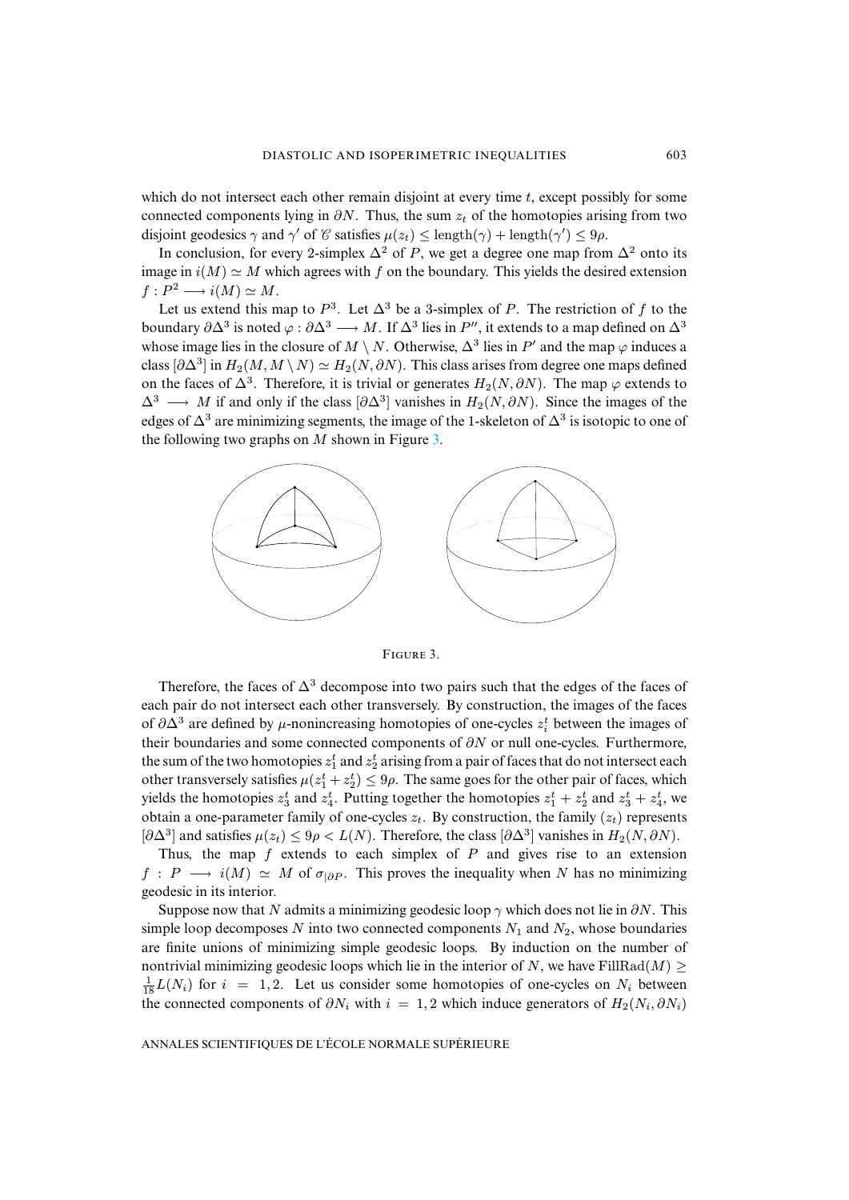which do not intersect each other remain disjoint at every time $t$, except possibly for some connected components lying in $\partial N$. Thus, the sum $z_t$ of the homotopies arising from two disjoint geodesics $\gamma$ and $\gamma'$ of $\mathscr{C}$ satisfies $\mu(z_t) \leq \text{length}(\gamma) + \text{length}(\gamma') \leq 9\rho$.

In conclusion, for every 2-simplex $\Delta^2$ of $P$, we get a degree one map from $\Delta^2$ onto its image in $i(M) \simeq M$ which agrees with $f$ on the boundary. This yields the desired extension $f : P^2 \longrightarrow i(M) \simeq M$.

Let us extend this map to $P^3$. Let $\Delta^3$ be a 3-simplex of $P$. The restriction of $f$ to the boundary $\partial\Delta^3$ is noted $\varphi : \partial\Delta^3 \longrightarrow M$. If $\Delta^3$ lies in $P''$, it extends to a map defined on $\Delta^3$ whose image lies in the closure of $M \setminus N$. Otherwise, $\Delta^3$ lies in $P'$ and the map $\varphi$ induces a class $[\partial\Delta^3]$ in $H_2(M, M \setminus N) \simeq H_2(N, \partial N)$. This class arises from degree one maps defined on the faces of $\Delta^3$. Therefore, it is trivial or generates $H_2(N, \partial N)$. The map $\varphi$ extends to $\Delta^3 \longrightarrow M$ if and only if the class $[\partial\Delta^3]$ vanishes in $H_2(N, \partial N)$. Since the images of the edges of $\Delta^3$ are minimizing segments, the image of the 1-skeleton of $\Delta^3$ is isotopic to one of the following two graphs on $M$ shown in Figure 3.

FIGURE 3.

Therefore, the faces of $\Delta^3$ decompose into two pairs such that the edges of the faces of each pair do not intersect each other transversely. By construction, the images of the faces of $\partial\Delta^3$ are defined by $\mu$-nonincreasing homotopies of one-cycles $z_i^t$ between the images of their boundaries and some connected components of $\partial N$ or null one-cycles. Furthermore, the sum of the two homotopies $z_1^t$ and $z_2^t$ arising from a pair of faces that do not intersect each other transversely satisfies $\mu(z_1^t + z_2^t) \leq 9\rho$. The same goes for the other pair of faces, which yields the homotopies $z_3^t$ and $z_4^t$. Putting together the homotopies $z_1^t + z_2^t$ and $z_3^t + z_4^t$, we obtain a one-parameter family of one-cycles $z_t$. By construction, the family $(z_t)$ represents $[\partial\Delta^3]$ and satisfies $\mu(z_t) \leq 9\rho < L(N)$. Therefore, the class $[\partial\Delta^3]$ vanishes in $H_2(N, \partial N)$.

Thus, the map $f$ extends to each simplex of $P$ and gives rise to an extension $f : P \longrightarrow i(M) \simeq M$ of $\sigma_{|\partial P}$. This proves the inequality when $N$ has no minimizing geodesic in its interior.

Suppose now that $N$ admits a minimizing geodesic loop $\gamma$ which does not lie in $\partial N$. This simple loop decomposes $N$ into two connected components $N_1$ and $N_2$, whose boundaries are finite unions of minimizing simple geodesic loops. By induction on the number of nontrivial minimizing geodesic loops which lie in the interior of $N$, we have $\text{FillRad}(M) \geq \frac{1}{18}L(N_i)$ for $i = 1, 2$. Let us consider some homotopies of one-cycles on $N_i$ between the connected components of $\partial N_i$ with $i = 1, 2$ which induce generators of $H_2(N_i, \partial N_i)$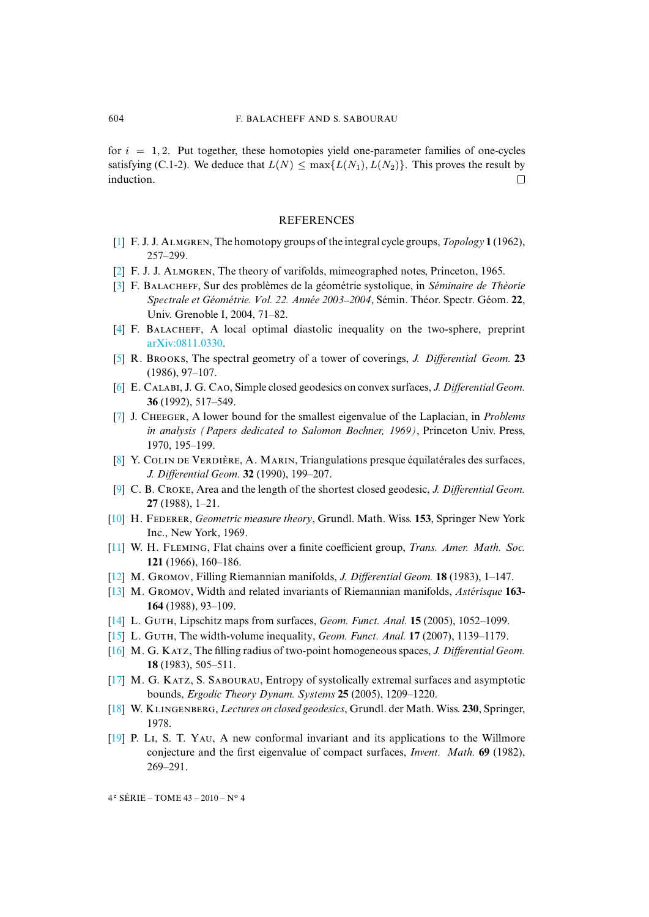for $i = 1, 2$. Put together, these homotopies yield one-parameter families of one-cycles satisfying (C.1-2). We deduce that $L(N) \leq \max\{L(N_1), L(N_2)\}$. This proves the result by induction. □

## REFERENCES

[1] F. J. J. Almgren, The homotopy groups of the integral cycle groups, *Topology* **1** (1962), 257–299.

[2] F. J. J. Almgren, The theory of varifolds, mimeographed notes, Princeton, 1965.

[3] F. Balacheff, Sur des problèmes de la géométrie systolique, in *Séminaire de Théorie Spectrale et Géométrie. Vol. 22. Année 2003–2004*, Sémin. Théor. Spectr. Géom. **22**, Univ. Grenoble I, 2004, 71–82.

[4] F. Balacheff, A local optimal diastolic inequality on the two-sphere, preprint arXiv:0811.0330.

[5] R. Brooks, The spectral geometry of a tower of coverings, *J. Differential Geom.* **23** (1986), 97–107.

[6] E. Calabi, J. G. Cao, Simple closed geodesics on convex surfaces, *J. Differential Geom.* **36** (1992), 517–549.

[7] J. Cheeger, A lower bound for the smallest eigenvalue of the Laplacian, in *Problems in analysis (Papers dedicated to Salomon Bochner, 1969)*, Princeton Univ. Press, 1970, 195–199.

[8] Y. Colin de Verdière, A. Marin, Triangulations presque équilatérales des surfaces, *J. Differential Geom.* **32** (1990), 199–207.

[9] C. B. Croke, Area and the length of the shortest closed geodesic, *J. Differential Geom.* **27** (1988), 1–21.

[10] H. Federer, *Geometric measure theory*, Grundl. Math. Wiss. **153**, Springer New York Inc., New York, 1969.

[11] W. H. Fleming, Flat chains over a finite coefficient group, *Trans. Amer. Math. Soc.* **121** (1966), 160–186.

[12] M. Gromov, Filling Riemannian manifolds, *J. Differential Geom.* **18** (1983), 1–147.

[13] M. Gromov, Width and related invariants of Riemannian manifolds, *Astérisque* **163-164** (1988), 93–109.

[14] L. Guth, Lipschitz maps from surfaces, *Geom. Funct. Anal.* **15** (2005), 1052–1099.

[15] L. Guth, The width-volume inequality, *Geom. Funct. Anal.* **17** (2007), 1139–1179.

[16] M. G. Katz, The filling radius of two-point homogeneous spaces, *J. Differential Geom.* **18** (1983), 505–511.

[17] M. G. Katz, S. Sabourau, Entropy of systolically extremal surfaces and asymptotic bounds, *Ergodic Theory Dynam. Systems* **25** (2005), 1209–1220.

[18] W. Klingenberg, *Lectures on closed geodesics*, Grundl. der Math. Wiss. **230**, Springer, 1978.

[19] P. Li, S. T. Yau, A new conformal invariant and its applications to the Willmore conjecture and the first eigenvalue of compact surfaces, *Invent. Math.* **69** (1982), 269–291.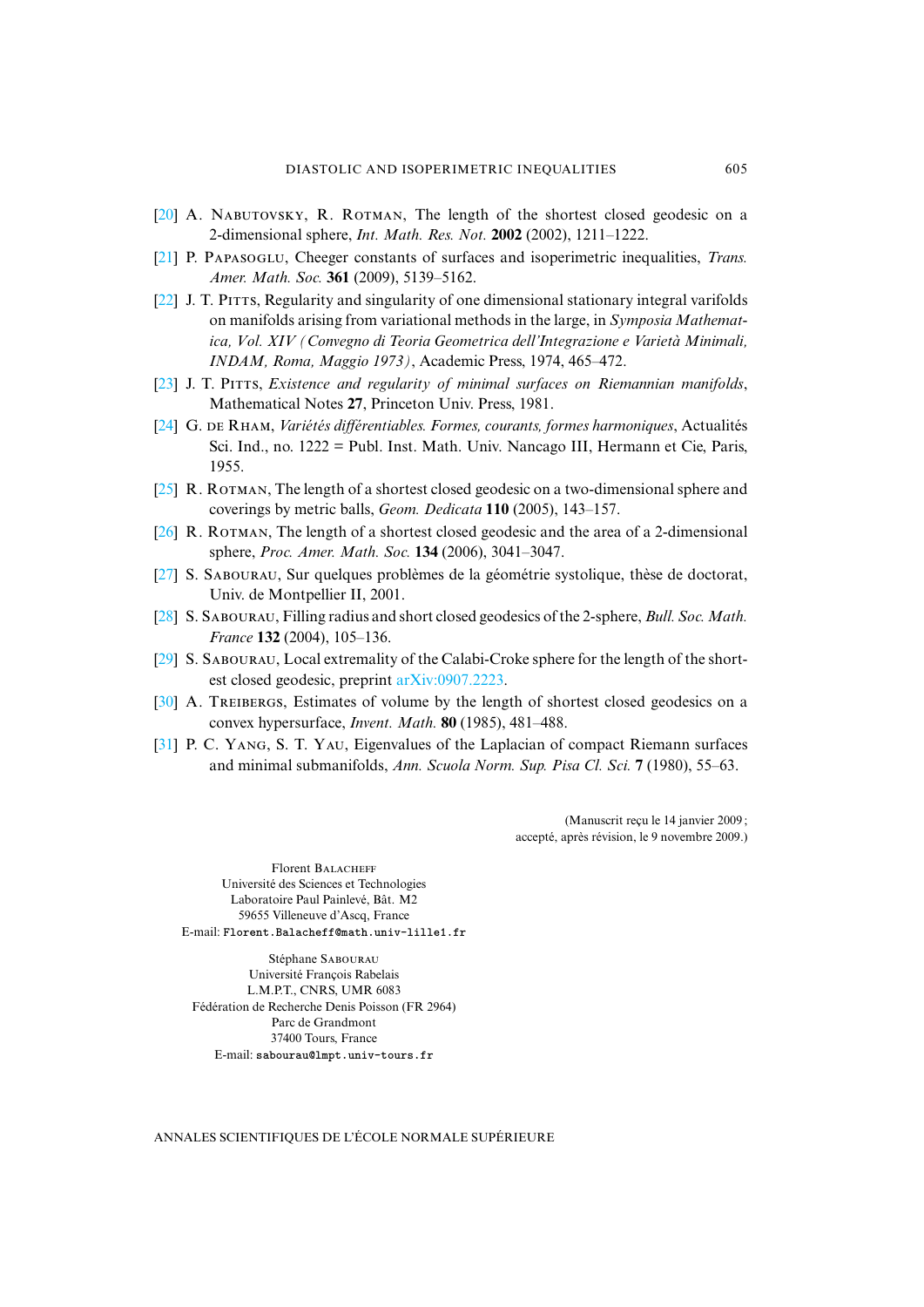[20] A. Nabutovsky, R. Rotman, The length of the shortest closed geodesic on a 2-dimensional sphere, *Int. Math. Res. Not.* **2002** (2002), 1211–1222.

[21] P. Papasoglu, Cheeger constants of surfaces and isoperimetric inequalities, *Trans. Amer. Math. Soc.* **361** (2009), 5139–5162.

[22] J. T. Pitts, Regularity and singularity of one dimensional stationary integral varifolds on manifolds arising from variational methods in the large, in *Symposia Mathematica, Vol. XIV (Convegno di Teoria Geometrica dell'Integrazione e Varietà Minimali, INDAM, Roma, Maggio 1973)*, Academic Press, 1974, 465–472.

[23] J. T. Pitts, *Existence and regularity of minimal surfaces on Riemannian manifolds*, Mathematical Notes **27**, Princeton Univ. Press, 1981.

[24] G. de Rham, *Variétés différentiables. Formes, courants, formes harmoniques*, Actualités Sci. Ind., no. 1222 = Publ. Inst. Math. Univ. Nancago III, Hermann et Cie, Paris, 1955.

[25] R. Rotman, The length of a shortest closed geodesic on a two-dimensional sphere and coverings by metric balls, *Geom. Dedicata* **110** (2005), 143–157.

[26] R. Rotman, The length of a shortest closed geodesic and the area of a 2-dimensional sphere, *Proc. Amer. Math. Soc.* **134** (2006), 3041–3047.

[27] S. Sabourau, Sur quelques problèmes de la géométrie systolique, thèse de doctorat, Univ. de Montpellier II, 2001.

[28] S. Sabourau, Filling radius and short closed geodesics of the 2-sphere, *Bull. Soc. Math. France* **132** (2004), 105–136.

[29] S. Sabourau, Local extremality of the Calabi-Croke sphere for the length of the shortest closed geodesic, preprint arXiv:0907.2223.

[30] A. Treibergs, Estimates of volume by the length of shortest closed geodesics on a convex hypersurface, *Invent. Math.* **80** (1985), 481–488.

[31] P. C. Yang, S. T. Yau, Eigenvalues of the Laplacian of compact Riemann surfaces and minimal submanifolds, *Ann. Scuola Norm. Sup. Pisa Cl. Sci.* **7** (1980), 55–63.

(Manuscrit reçu le 14 janvier 2009 ;
accepté, après révision, le 9 novembre 2009.)

Florent Balacheff
Université des Sciences et Technologies
Laboratoire Paul Painlevé, Bât. M2
59655 Villeneuve d'Ascq, France
E-mail: Florent.Balacheff@math.univ-lille1.fr

Stéphane Sabourau
Université François Rabelais
L.M.P.T., CNRS, UMR 6083
Fédération de Recherche Denis Poisson (FR 2964)
Parc de Grandmont
37400 Tours, France
E-mail: sabourau@lmpt.univ-tours.fr